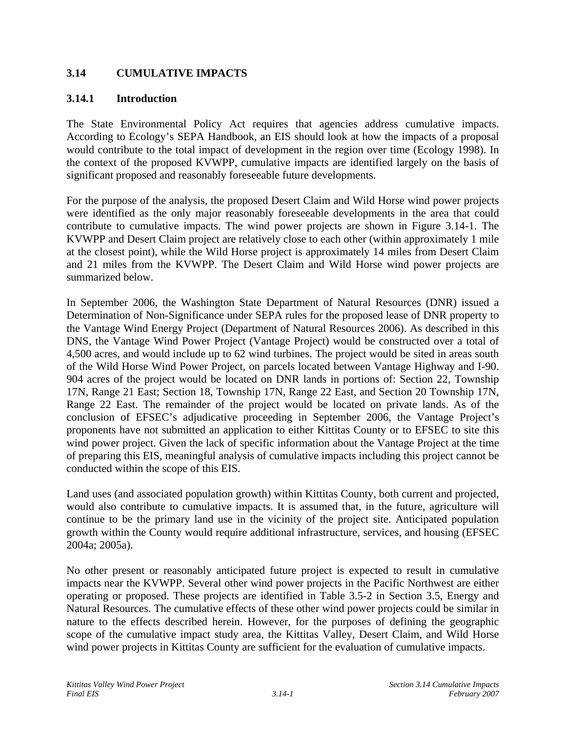## 3.14 CUMULATIVE IMPACTS

### 3.14.1 Introduction

The State Environmental Policy Act requires that agencies address cumulative impacts. According to Ecology's SEPA Handbook, an EIS should look at how the impacts of a proposal would contribute to the total impact of development in the region over time (Ecology 1998). In the context of the proposed KVWPP, cumulative impacts are identified largely on the basis of significant proposed and reasonably foreseeable future developments.

For the purpose of the analysis, the proposed Desert Claim and Wild Horse wind power projects were identified as the only major reasonably foreseeable developments in the area that could contribute to cumulative impacts. The wind power projects are shown in Figure 3.14-1. The KVWPP and Desert Claim project are relatively close to each other (within approximately 1 mile at the closest point), while the Wild Horse project is approximately 14 miles from Desert Claim and 21 miles from the KVWPP. The Desert Claim and Wild Horse wind power projects are summarized below.

In September 2006, the Washington State Department of Natural Resources (DNR) issued a Determination of Non-Significance under SEPA rules for the proposed lease of DNR property to the Vantage Wind Energy Project (Department of Natural Resources 2006). As described in this DNS, the Vantage Wind Power Project (Vantage Project) would be constructed over a total of 4,500 acres, and would include up to 62 wind turbines. The project would be sited in areas south of the Wild Horse Wind Power Project, on parcels located between Vantage Highway and I-90. 904 acres of the project would be located on DNR lands in portions of: Section 22, Township 17N, Range 21 East; Section 18, Township 17N, Range 22 East, and Section 20 Township 17N, Range 22 East. The remainder of the project would be located on private lands. As of the conclusion of EFSEC's adjudicative proceeding in September 2006, the Vantage Project's proponents have not submitted an application to either Kittitas County or to EFSEC to site this wind power project. Given the lack of specific information about the Vantage Project at the time of preparing this EIS, meaningful analysis of cumulative impacts including this project cannot be conducted within the scope of this EIS.

Land uses (and associated population growth) within Kittitas County, both current and projected, would also contribute to cumulative impacts. It is assumed that, in the future, agriculture will continue to be the primary land use in the vicinity of the project site. Anticipated population growth within the County would require additional infrastructure, services, and housing (EFSEC 2004a; 2005a).

No other present or reasonably anticipated future project is expected to result in cumulative impacts near the KVWPP. Several other wind power projects in the Pacific Northwest are either operating or proposed. These projects are identified in Table 3.5-2 in Section 3.5, Energy and Natural Resources. The cumulative effects of these other wind power projects could be similar in nature to the effects described herein. However, for the purposes of defining the geographic scope of the cumulative impact study area, the Kittitas Valley, Desert Claim, and Wild Horse wind power projects in Kittitas County are sufficient for the evaluation of cumulative impacts.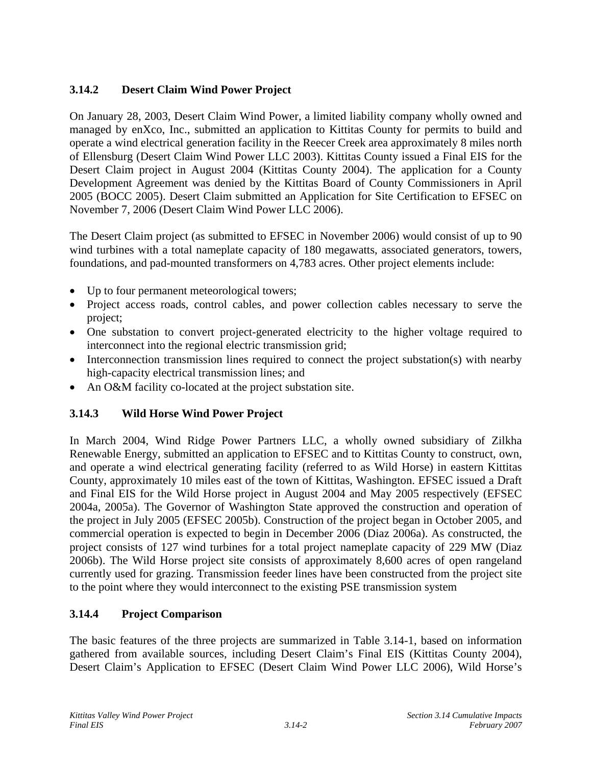### 3.14.2 Desert Claim Wind Power Project

On January 28, 2003, Desert Claim Wind Power, a limited liability company wholly owned and managed by enXco, Inc., submitted an application to Kittitas County for permits to build and operate a wind electrical generation facility in the Reecer Creek area approximately 8 miles north of Ellensburg (Desert Claim Wind Power LLC 2003). Kittitas County issued a Final EIS for the Desert Claim project in August 2004 (Kittitas County 2004). The application for a County Development Agreement was denied by the Kittitas Board of County Commissioners in April 2005 (BOCC 2005). Desert Claim submitted an Application for Site Certification to EFSEC on November 7, 2006 (Desert Claim Wind Power LLC 2006).

The Desert Claim project (as submitted to EFSEC in November 2006) would consist of up to 90 wind turbines with a total nameplate capacity of 180 megawatts, associated generators, towers, foundations, and pad-mounted transformers on 4,783 acres. Other project elements include:

- Up to four permanent meteorological towers;
- Project access roads, control cables, and power collection cables necessary to serve the project;
- One substation to convert project-generated electricity to the higher voltage required to interconnect into the regional electric transmission grid;
- Interconnection transmission lines required to connect the project substation(s) with nearby high-capacity electrical transmission lines; and
- An O&M facility co-located at the project substation site.

### 3.14.3 Wild Horse Wind Power Project

In March 2004, Wind Ridge Power Partners LLC, a wholly owned subsidiary of Zilkha Renewable Energy, submitted an application to EFSEC and to Kittitas County to construct, own, and operate a wind electrical generating facility (referred to as Wild Horse) in eastern Kittitas County, approximately 10 miles east of the town of Kittitas, Washington. EFSEC issued a Draft and Final EIS for the Wild Horse project in August 2004 and May 2005 respectively (EFSEC 2004a, 2005a). The Governor of Washington State approved the construction and operation of the project in July 2005 (EFSEC 2005b). Construction of the project began in October 2005, and commercial operation is expected to begin in December 2006 (Diaz 2006a). As constructed, the project consists of 127 wind turbines for a total project nameplate capacity of 229 MW (Diaz 2006b). The Wild Horse project site consists of approximately 8,600 acres of open rangeland currently used for grazing. Transmission feeder lines have been constructed from the project site to the point where they would interconnect to the existing PSE transmission system

### 3.14.4 Project Comparison

The basic features of the three projects are summarized in Table 3.14-1, based on information gathered from available sources, including Desert Claim's Final EIS (Kittitas County 2004), Desert Claim's Application to EFSEC (Desert Claim Wind Power LLC 2006), Wild Horse's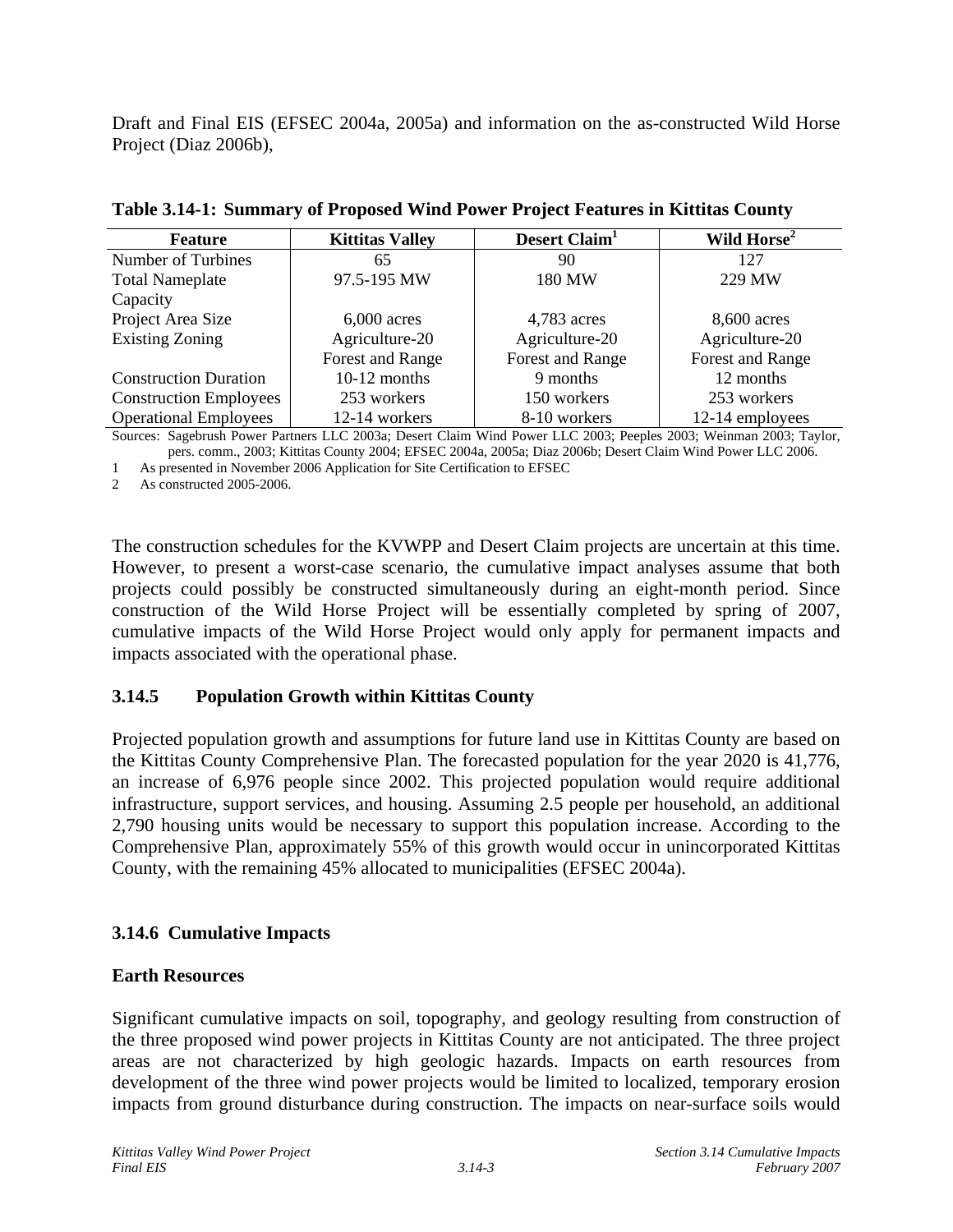Draft and Final EIS (EFSEC 2004a, 2005a) and information on the as-constructed Wild Horse Project (Diaz 2006b),

**Table 3.14-1: Summary of Proposed Wind Power Project Features in Kittitas County**

| Feature | Kittitas Valley | Desert Claim[1] | Wild Horse[2] |
|---|---|---|---|
| Number of Turbines | 65 | 90 | 127 |
| Total Nameplate Capacity | 97.5-195 MW | 180 MW | 229 MW |
| Project Area Size | 6,000 acres | 4,783 acres | 8,600 acres |
| Existing Zoning | Agriculture-20<br>Forest and Range | Agriculture-20<br>Forest and Range | Agriculture-20<br>Forest and Range |
| Construction Duration | 10-12 months | 9 months | 12 months |
| Construction Employees | 253 workers | 150 workers | 253 workers |
| Operational Employees | 12-14 workers | 8-10 workers | 12-14 employees |

Sources: Sagebrush Power Partners LLC 2003a; Desert Claim Wind Power LLC 2003; Peeples 2003; Weinman 2003; Taylor, pers. comm., 2003; Kittitas County 2004; EFSEC 2004a, 2005a; Diaz 2006b; Desert Claim Wind Power LLC 2006.

1 As presented in November 2006 Application for Site Certification to EFSEC

2 As constructed 2005-2006.

The construction schedules for the KVWPP and Desert Claim projects are uncertain at this time. However, to present a worst-case scenario, the cumulative impact analyses assume that both projects could possibly be constructed simultaneously during an eight-month period. Since construction of the Wild Horse Project will be essentially completed by spring of 2007, cumulative impacts of the Wild Horse Project would only apply for permanent impacts and impacts associated with the operational phase.

### 3.14.5 Population Growth within Kittitas County

Projected population growth and assumptions for future land use in Kittitas County are based on the Kittitas County Comprehensive Plan. The forecasted population for the year 2020 is 41,776, an increase of 6,976 people since 2002. This projected population would require additional infrastructure, support services, and housing. Assuming 2.5 people per household, an additional 2,790 housing units would be necessary to support this population increase. According to the Comprehensive Plan, approximately 55% of this growth would occur in unincorporated Kittitas County, with the remaining 45% allocated to municipalities (EFSEC 2004a).

### 3.14.6 Cumulative Impacts

**Earth Resources**

Significant cumulative impacts on soil, topography, and geology resulting from construction of the three proposed wind power projects in Kittitas County are not anticipated. The three project areas are not characterized by high geologic hazards. Impacts on earth resources from development of the three wind power projects would be limited to localized, temporary erosion impacts from ground disturbance during construction. The impacts on near-surface soils would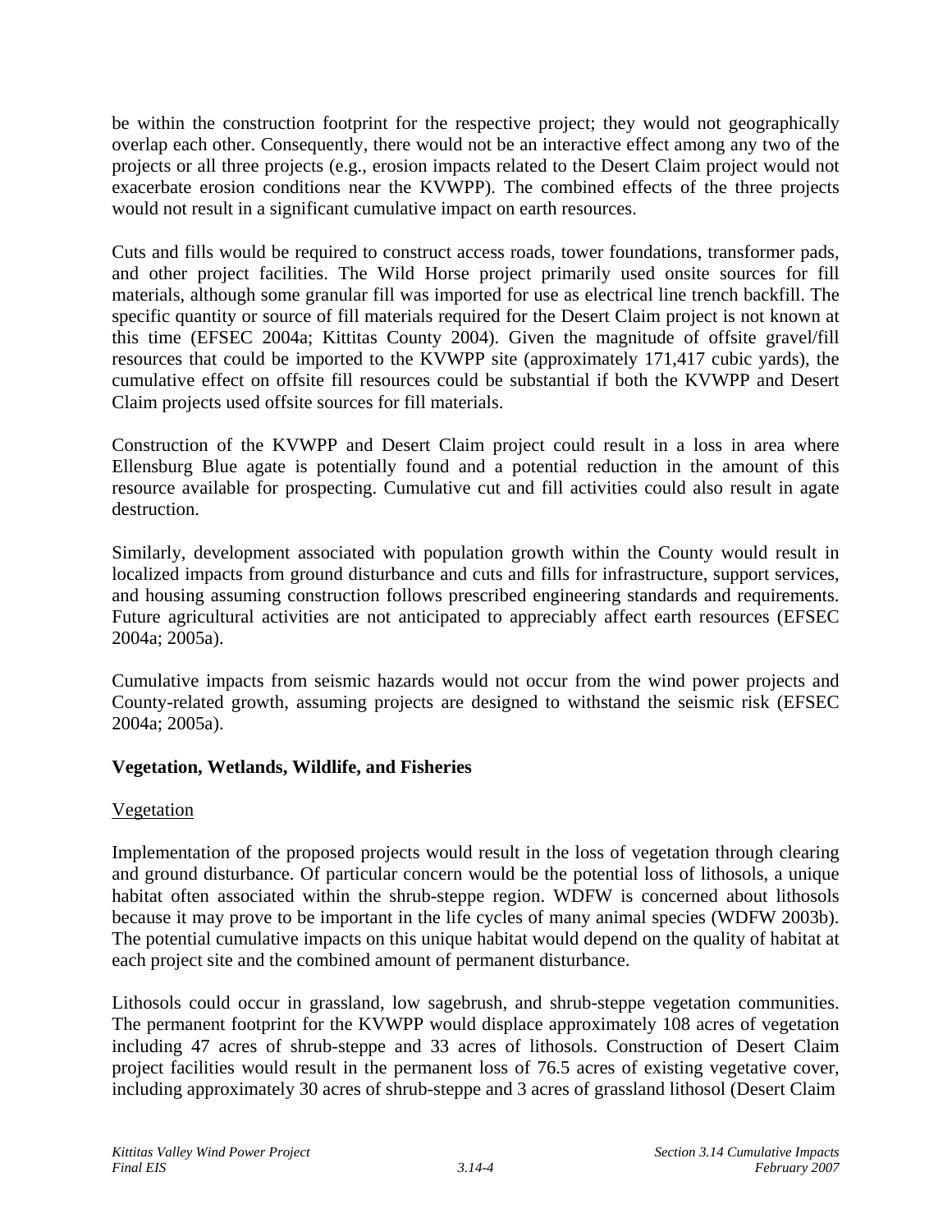be within the construction footprint for the respective project; they would not geographically overlap each other. Consequently, there would not be an interactive effect among any two of the projects or all three projects (e.g., erosion impacts related to the Desert Claim project would not exacerbate erosion conditions near the KVWPP). The combined effects of the three projects would not result in a significant cumulative impact on earth resources.

Cuts and fills would be required to construct access roads, tower foundations, transformer pads, and other project facilities. The Wild Horse project primarily used onsite sources for fill materials, although some granular fill was imported for use as electrical line trench backfill. The specific quantity or source of fill materials required for the Desert Claim project is not known at this time (EFSEC 2004a; Kittitas County 2004). Given the magnitude of offsite gravel/fill resources that could be imported to the KVWPP site (approximately 171,417 cubic yards), the cumulative effect on offsite fill resources could be substantial if both the KVWPP and Desert Claim projects used offsite sources for fill materials.

Construction of the KVWPP and Desert Claim project could result in a loss in area where Ellensburg Blue agate is potentially found and a potential reduction in the amount of this resource available for prospecting. Cumulative cut and fill activities could also result in agate destruction.

Similarly, development associated with population growth within the County would result in localized impacts from ground disturbance and cuts and fills for infrastructure, support services, and housing assuming construction follows prescribed engineering standards and requirements. Future agricultural activities are not anticipated to appreciably affect earth resources (EFSEC 2004a; 2005a).

Cumulative impacts from seismic hazards would not occur from the wind power projects and County-related growth, assuming projects are designed to withstand the seismic risk (EFSEC 2004a; 2005a).

**Vegetation, Wetlands, Wildlife, and Fisheries**

<u>Vegetation</u>

Implementation of the proposed projects would result in the loss of vegetation through clearing and ground disturbance. Of particular concern would be the potential loss of lithosols, a unique habitat often associated within the shrub-steppe region. WDFW is concerned about lithosols because it may prove to be important in the life cycles of many animal species (WDFW 2003b). The potential cumulative impacts on this unique habitat would depend on the quality of habitat at each project site and the combined amount of permanent disturbance.

Lithosols could occur in grassland, low sagebrush, and shrub-steppe vegetation communities. The permanent footprint for the KVWPP would displace approximately 108 acres of vegetation including 47 acres of shrub-steppe and 33 acres of lithosols. Construction of Desert Claim project facilities would result in the permanent loss of 76.5 acres of existing vegetative cover, including approximately 30 acres of shrub-steppe and 3 acres of grassland lithosol (Desert Claim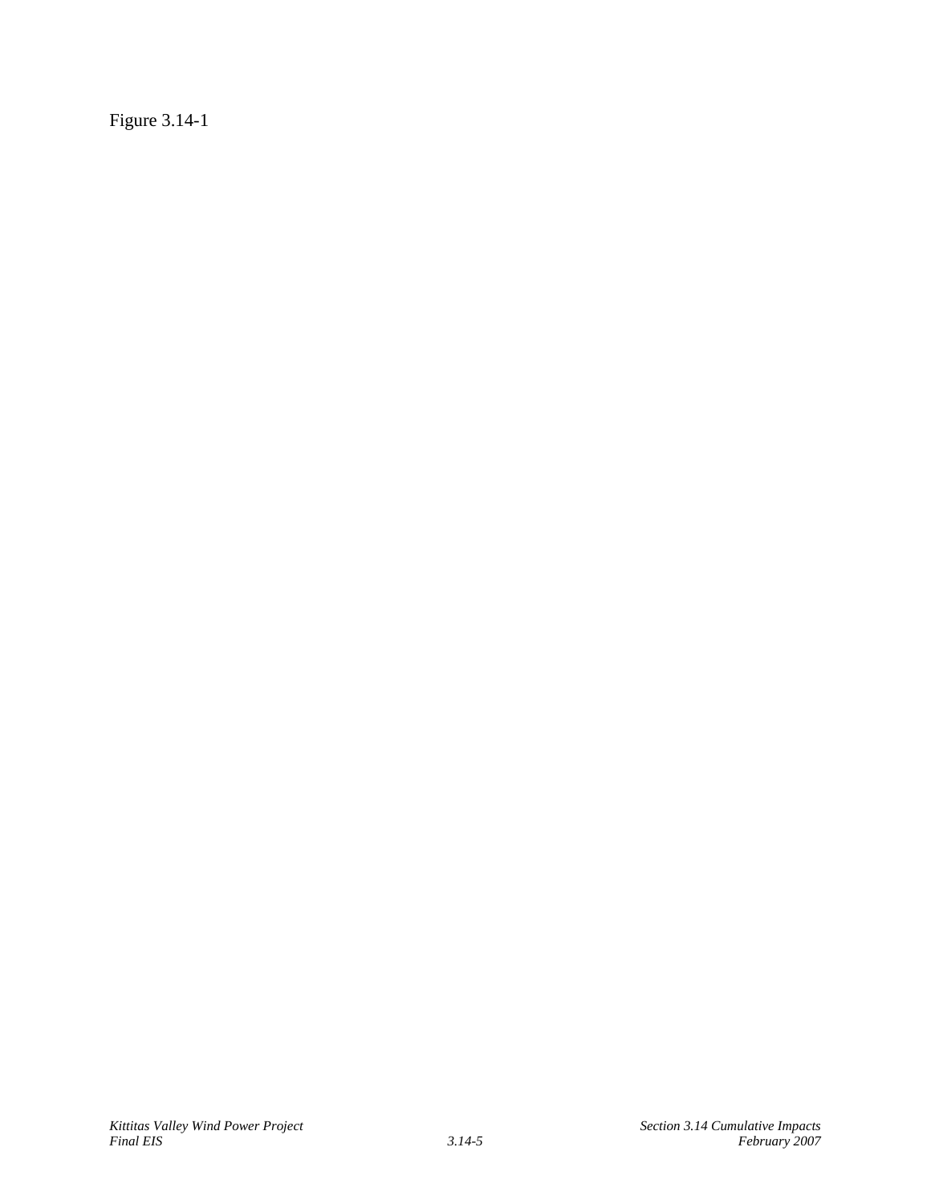Figure 3.14-1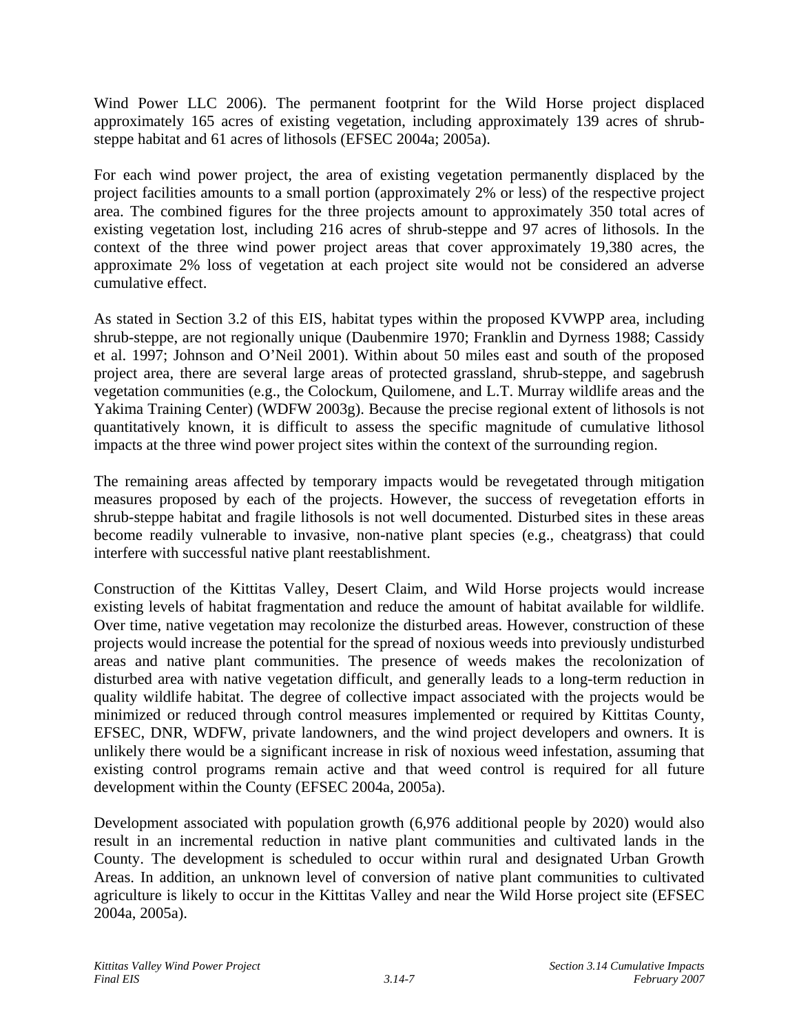Wind Power LLC 2006). The permanent footprint for the Wild Horse project displaced approximately 165 acres of existing vegetation, including approximately 139 acres of shrub-steppe habitat and 61 acres of lithosols (EFSEC 2004a; 2005a).

For each wind power project, the area of existing vegetation permanently displaced by the project facilities amounts to a small portion (approximately 2% or less) of the respective project area. The combined figures for the three projects amount to approximately 350 total acres of existing vegetation lost, including 216 acres of shrub-steppe and 97 acres of lithosols. In the context of the three wind power project areas that cover approximately 19,380 acres, the approximate 2% loss of vegetation at each project site would not be considered an adverse cumulative effect.

As stated in Section 3.2 of this EIS, habitat types within the proposed KVWPP area, including shrub-steppe, are not regionally unique (Daubenmire 1970; Franklin and Dyrness 1988; Cassidy et al. 1997; Johnson and O'Neil 2001). Within about 50 miles east and south of the proposed project area, there are several large areas of protected grassland, shrub-steppe, and sagebrush vegetation communities (e.g., the Colockum, Quilomene, and L.T. Murray wildlife areas and the Yakima Training Center) (WDFW 2003g). Because the precise regional extent of lithosols is not quantitatively known, it is difficult to assess the specific magnitude of cumulative lithosol impacts at the three wind power project sites within the context of the surrounding region.

The remaining areas affected by temporary impacts would be revegetated through mitigation measures proposed by each of the projects. However, the success of revegetation efforts in shrub-steppe habitat and fragile lithosols is not well documented. Disturbed sites in these areas become readily vulnerable to invasive, non-native plant species (e.g., cheatgrass) that could interfere with successful native plant reestablishment.

Construction of the Kittitas Valley, Desert Claim, and Wild Horse projects would increase existing levels of habitat fragmentation and reduce the amount of habitat available for wildlife. Over time, native vegetation may recolonize the disturbed areas. However, construction of these projects would increase the potential for the spread of noxious weeds into previously undisturbed areas and native plant communities. The presence of weeds makes the recolonization of disturbed area with native vegetation difficult, and generally leads to a long-term reduction in quality wildlife habitat. The degree of collective impact associated with the projects would be minimized or reduced through control measures implemented or required by Kittitas County, EFSEC, DNR, WDFW, private landowners, and the wind project developers and owners. It is unlikely there would be a significant increase in risk of noxious weed infestation, assuming that existing control programs remain active and that weed control is required for all future development within the County (EFSEC 2004a, 2005a).

Development associated with population growth (6,976 additional people by 2020) would also result in an incremental reduction in native plant communities and cultivated lands in the County. The development is scheduled to occur within rural and designated Urban Growth Areas. In addition, an unknown level of conversion of native plant communities to cultivated agriculture is likely to occur in the Kittitas Valley and near the Wild Horse project site (EFSEC 2004a, 2005a).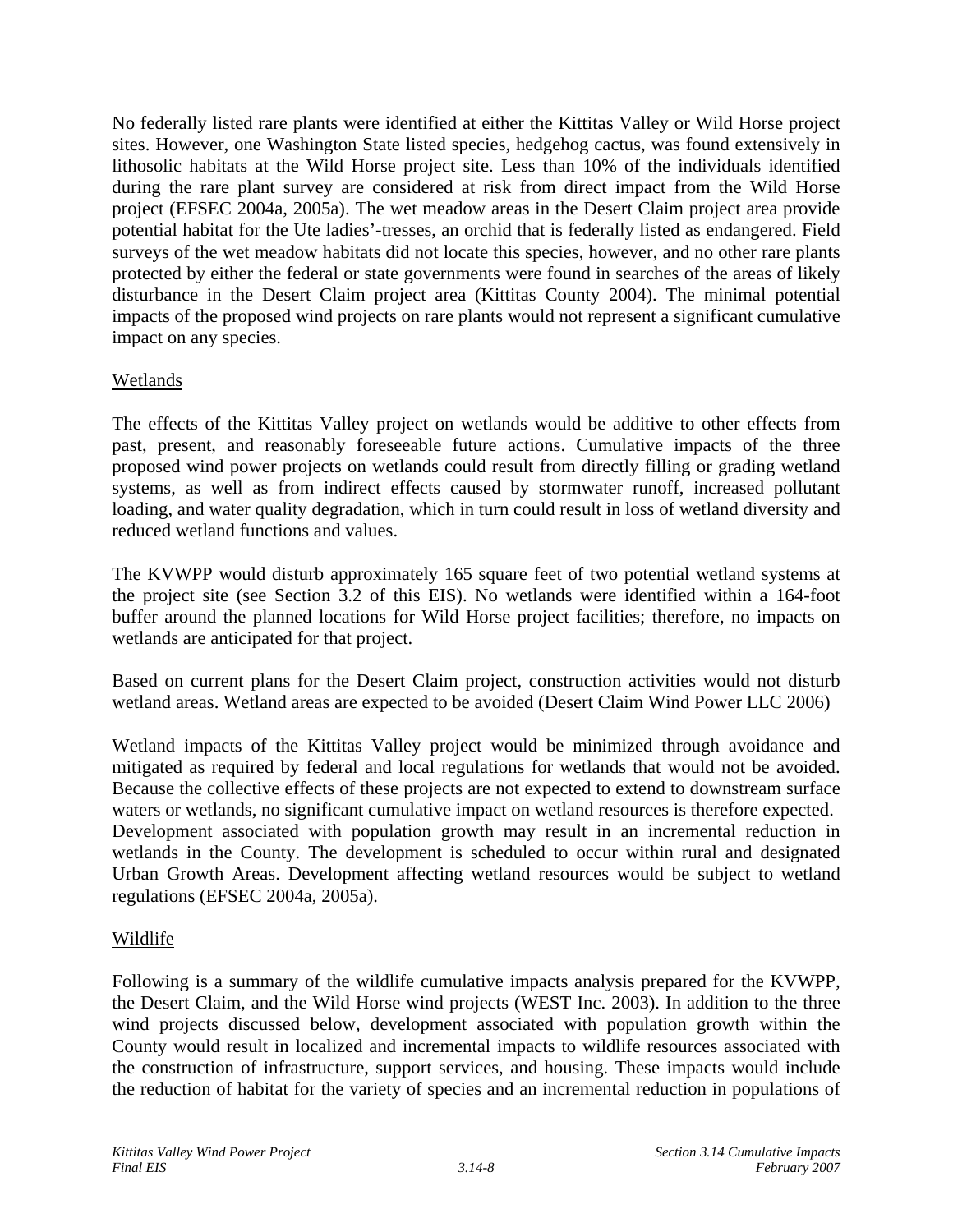No federally listed rare plants were identified at either the Kittitas Valley or Wild Horse project sites. However, one Washington State listed species, hedgehog cactus, was found extensively in lithosolic habitats at the Wild Horse project site. Less than 10% of the individuals identified during the rare plant survey are considered at risk from direct impact from the Wild Horse project (EFSEC 2004a, 2005a). The wet meadow areas in the Desert Claim project area provide potential habitat for the Ute ladies'-tresses, an orchid that is federally listed as endangered. Field surveys of the wet meadow habitats did not locate this species, however, and no other rare plants protected by either the federal or state governments were found in searches of the areas of likely disturbance in the Desert Claim project area (Kittitas County 2004). The minimal potential impacts of the proposed wind projects on rare plants would not represent a significant cumulative impact on any species.

Wetlands

The effects of the Kittitas Valley project on wetlands would be additive to other effects from past, present, and reasonably foreseeable future actions. Cumulative impacts of the three proposed wind power projects on wetlands could result from directly filling or grading wetland systems, as well as from indirect effects caused by stormwater runoff, increased pollutant loading, and water quality degradation, which in turn could result in loss of wetland diversity and reduced wetland functions and values.

The KVWPP would disturb approximately 165 square feet of two potential wetland systems at the project site (see Section 3.2 of this EIS). No wetlands were identified within a 164-foot buffer around the planned locations for Wild Horse project facilities; therefore, no impacts on wetlands are anticipated for that project.

Based on current plans for the Desert Claim project, construction activities would not disturb wetland areas. Wetland areas are expected to be avoided (Desert Claim Wind Power LLC 2006)

Wetland impacts of the Kittitas Valley project would be minimized through avoidance and mitigated as required by federal and local regulations for wetlands that would not be avoided. Because the collective effects of these projects are not expected to extend to downstream surface waters or wetlands, no significant cumulative impact on wetland resources is therefore expected. Development associated with population growth may result in an incremental reduction in wetlands in the County. The development is scheduled to occur within rural and designated Urban Growth Areas. Development affecting wetland resources would be subject to wetland regulations (EFSEC 2004a, 2005a).

Wildlife

Following is a summary of the wildlife cumulative impacts analysis prepared for the KVWPP, the Desert Claim, and the Wild Horse wind projects (WEST Inc. 2003). In addition to the three wind projects discussed below, development associated with population growth within the County would result in localized and incremental impacts to wildlife resources associated with the construction of infrastructure, support services, and housing. These impacts would include the reduction of habitat for the variety of species and an incremental reduction in populations of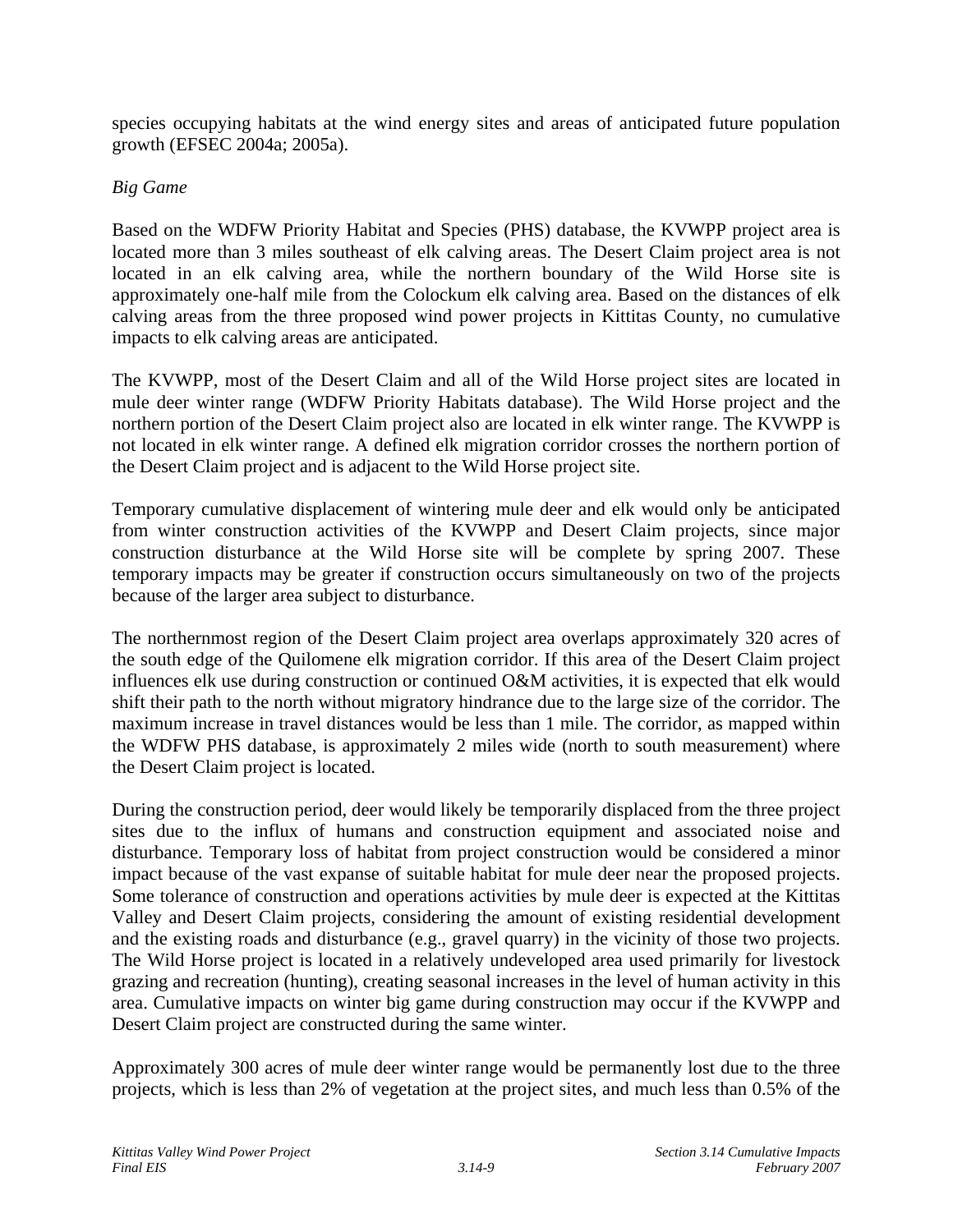species occupying habitats at the wind energy sites and areas of anticipated future population growth (EFSEC 2004a; 2005a).

*Big Game*

Based on the WDFW Priority Habitat and Species (PHS) database, the KVWPP project area is located more than 3 miles southeast of elk calving areas. The Desert Claim project area is not located in an elk calving area, while the northern boundary of the Wild Horse site is approximately one-half mile from the Colockum elk calving area. Based on the distances of elk calving areas from the three proposed wind power projects in Kittitas County, no cumulative impacts to elk calving areas are anticipated.

The KVWPP, most of the Desert Claim and all of the Wild Horse project sites are located in mule deer winter range (WDFW Priority Habitats database). The Wild Horse project and the northern portion of the Desert Claim project also are located in elk winter range. The KVWPP is not located in elk winter range. A defined elk migration corridor crosses the northern portion of the Desert Claim project and is adjacent to the Wild Horse project site.

Temporary cumulative displacement of wintering mule deer and elk would only be anticipated from winter construction activities of the KVWPP and Desert Claim projects, since major construction disturbance at the Wild Horse site will be complete by spring 2007. These temporary impacts may be greater if construction occurs simultaneously on two of the projects because of the larger area subject to disturbance.

The northernmost region of the Desert Claim project area overlaps approximately 320 acres of the south edge of the Quilomene elk migration corridor. If this area of the Desert Claim project influences elk use during construction or continued O&M activities, it is expected that elk would shift their path to the north without migratory hindrance due to the large size of the corridor. The maximum increase in travel distances would be less than 1 mile. The corridor, as mapped within the WDFW PHS database, is approximately 2 miles wide (north to south measurement) where the Desert Claim project is located.

During the construction period, deer would likely be temporarily displaced from the three project sites due to the influx of humans and construction equipment and associated noise and disturbance. Temporary loss of habitat from project construction would be considered a minor impact because of the vast expanse of suitable habitat for mule deer near the proposed projects. Some tolerance of construction and operations activities by mule deer is expected at the Kittitas Valley and Desert Claim projects, considering the amount of existing residential development and the existing roads and disturbance (e.g., gravel quarry) in the vicinity of those two projects. The Wild Horse project is located in a relatively undeveloped area used primarily for livestock grazing and recreation (hunting), creating seasonal increases in the level of human activity in this area. Cumulative impacts on winter big game during construction may occur if the KVWPP and Desert Claim project are constructed during the same winter.

Approximately 300 acres of mule deer winter range would be permanently lost due to the three projects, which is less than 2% of vegetation at the project sites, and much less than 0.5% of the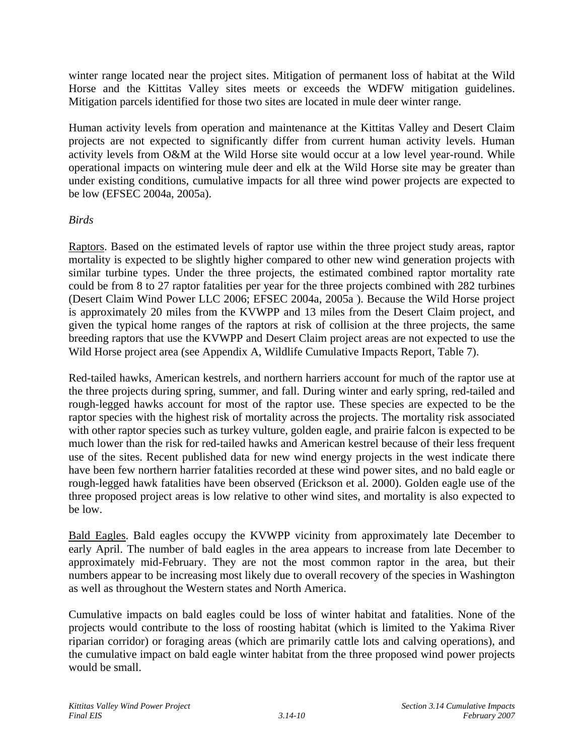winter range located near the project sites. Mitigation of permanent loss of habitat at the Wild Horse and the Kittitas Valley sites meets or exceeds the WDFW mitigation guidelines. Mitigation parcels identified for those two sites are located in mule deer winter range.

Human activity levels from operation and maintenance at the Kittitas Valley and Desert Claim projects are not expected to significantly differ from current human activity levels. Human activity levels from O&M at the Wild Horse site would occur at a low level year-round. While operational impacts on wintering mule deer and elk at the Wild Horse site may be greater than under existing conditions, cumulative impacts for all three wind power projects are expected to be low (EFSEC 2004a, 2005a).

*Birds*

Raptors. Based on the estimated levels of raptor use within the three project study areas, raptor mortality is expected to be slightly higher compared to other new wind generation projects with similar turbine types. Under the three projects, the estimated combined raptor mortality rate could be from 8 to 27 raptor fatalities per year for the three projects combined with 282 turbines (Desert Claim Wind Power LLC 2006; EFSEC 2004a, 2005a ). Because the Wild Horse project is approximately 20 miles from the KVWPP and 13 miles from the Desert Claim project, and given the typical home ranges of the raptors at risk of collision at the three projects, the same breeding raptors that use the KVWPP and Desert Claim project areas are not expected to use the Wild Horse project area (see Appendix A, Wildlife Cumulative Impacts Report, Table 7).

Red-tailed hawks, American kestrels, and northern harriers account for much of the raptor use at the three projects during spring, summer, and fall. During winter and early spring, red-tailed and rough-legged hawks account for most of the raptor use. These species are expected to be the raptor species with the highest risk of mortality across the projects. The mortality risk associated with other raptor species such as turkey vulture, golden eagle, and prairie falcon is expected to be much lower than the risk for red-tailed hawks and American kestrel because of their less frequent use of the sites. Recent published data for new wind energy projects in the west indicate there have been few northern harrier fatalities recorded at these wind power sites, and no bald eagle or rough-legged hawk fatalities have been observed (Erickson et al. 2000). Golden eagle use of the three proposed project areas is low relative to other wind sites, and mortality is also expected to be low.

Bald Eagles. Bald eagles occupy the KVWPP vicinity from approximately late December to early April. The number of bald eagles in the area appears to increase from late December to approximately mid-February. They are not the most common raptor in the area, but their numbers appear to be increasing most likely due to overall recovery of the species in Washington as well as throughout the Western states and North America.

Cumulative impacts on bald eagles could be loss of winter habitat and fatalities. None of the projects would contribute to the loss of roosting habitat (which is limited to the Yakima River riparian corridor) or foraging areas (which are primarily cattle lots and calving operations), and the cumulative impact on bald eagle winter habitat from the three proposed wind power projects would be small.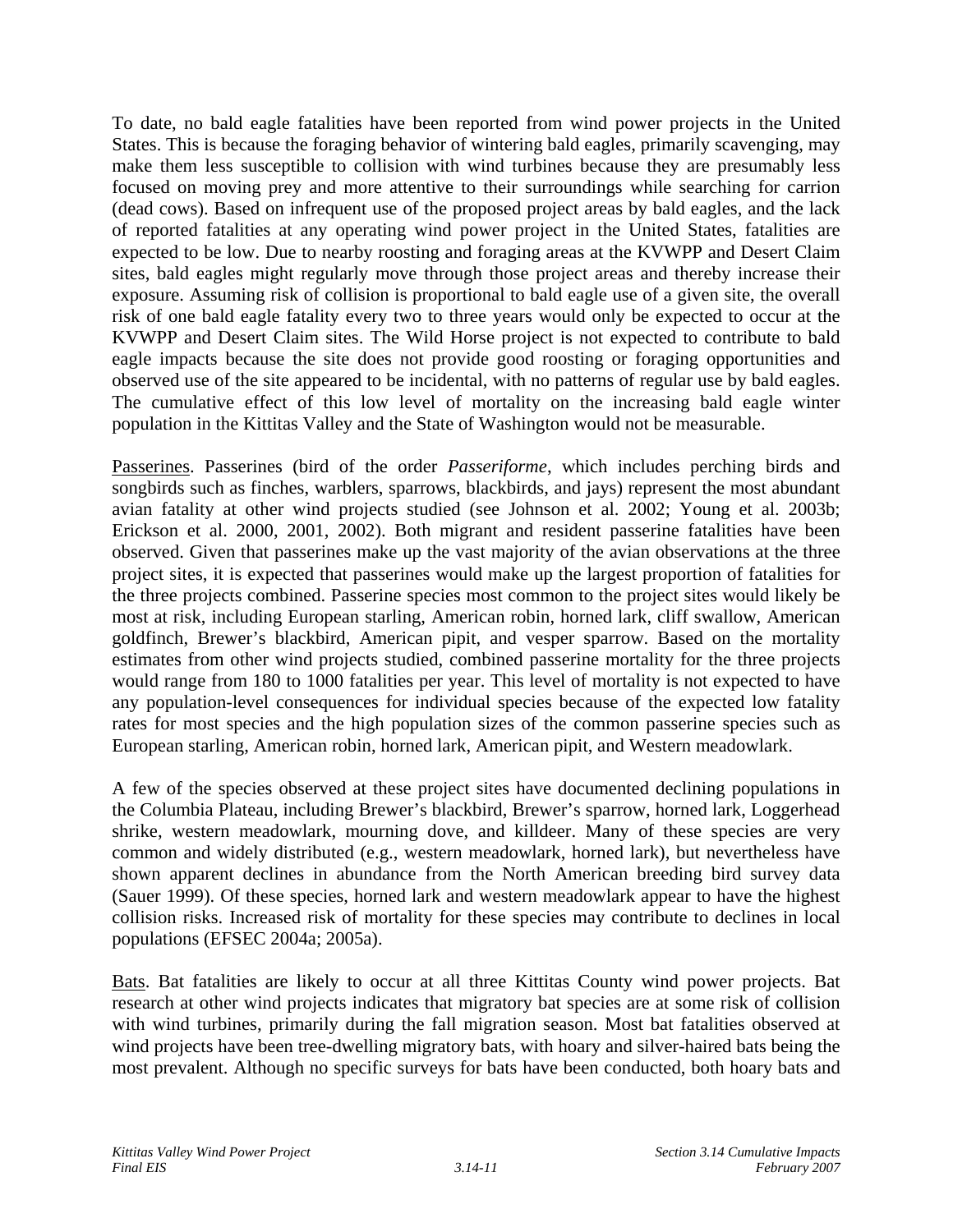To date, no bald eagle fatalities have been reported from wind power projects in the United States. This is because the foraging behavior of wintering bald eagles, primarily scavenging, may make them less susceptible to collision with wind turbines because they are presumably less focused on moving prey and more attentive to their surroundings while searching for carrion (dead cows). Based on infrequent use of the proposed project areas by bald eagles, and the lack of reported fatalities at any operating wind power project in the United States, fatalities are expected to be low. Due to nearby roosting and foraging areas at the KVWPP and Desert Claim sites, bald eagles might regularly move through those project areas and thereby increase their exposure. Assuming risk of collision is proportional to bald eagle use of a given site, the overall risk of one bald eagle fatality every two to three years would only be expected to occur at the KVWPP and Desert Claim sites. The Wild Horse project is not expected to contribute to bald eagle impacts because the site does not provide good roosting or foraging opportunities and observed use of the site appeared to be incidental, with no patterns of regular use by bald eagles. The cumulative effect of this low level of mortality on the increasing bald eagle winter population in the Kittitas Valley and the State of Washington would not be measurable.

<u>Passerines</u>. Passerines (bird of the order *Passeriforme*, which includes perching birds and songbirds such as finches, warblers, sparrows, blackbirds, and jays) represent the most abundant avian fatality at other wind projects studied (see Johnson et al. 2002; Young et al. 2003b; Erickson et al. 2000, 2001, 2002). Both migrant and resident passerine fatalities have been observed. Given that passerines make up the vast majority of the avian observations at the three project sites, it is expected that passerines would make up the largest proportion of fatalities for the three projects combined. Passerine species most common to the project sites would likely be most at risk, including European starling, American robin, horned lark, cliff swallow, American goldfinch, Brewer's blackbird, American pipit, and vesper sparrow. Based on the mortality estimates from other wind projects studied, combined passerine mortality for the three projects would range from 180 to 1000 fatalities per year. This level of mortality is not expected to have any population-level consequences for individual species because of the expected low fatality rates for most species and the high population sizes of the common passerine species such as European starling, American robin, horned lark, American pipit, and Western meadowlark.

A few of the species observed at these project sites have documented declining populations in the Columbia Plateau, including Brewer's blackbird, Brewer's sparrow, horned lark, Loggerhead shrike, western meadowlark, mourning dove, and killdeer. Many of these species are very common and widely distributed (e.g., western meadowlark, horned lark), but nevertheless have shown apparent declines in abundance from the North American breeding bird survey data (Sauer 1999). Of these species, horned lark and western meadowlark appear to have the highest collision risks. Increased risk of mortality for these species may contribute to declines in local populations (EFSEC 2004a; 2005a).

<u>Bats</u>. Bat fatalities are likely to occur at all three Kittitas County wind power projects. Bat research at other wind projects indicates that migratory bat species are at some risk of collision with wind turbines, primarily during the fall migration season. Most bat fatalities observed at wind projects have been tree-dwelling migratory bats, with hoary and silver-haired bats being the most prevalent. Although no specific surveys for bats have been conducted, both hoary bats and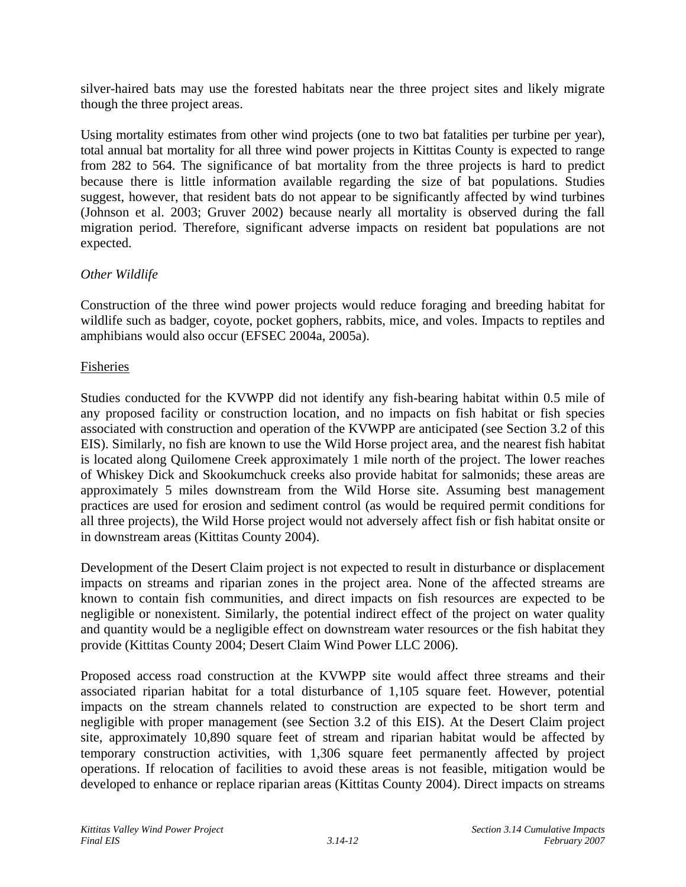silver-haired bats may use the forested habitats near the three project sites and likely migrate though the three project areas.

Using mortality estimates from other wind projects (one to two bat fatalities per turbine per year), total annual bat mortality for all three wind power projects in Kittitas County is expected to range from 282 to 564. The significance of bat mortality from the three projects is hard to predict because there is little information available regarding the size of bat populations. Studies suggest, however, that resident bats do not appear to be significantly affected by wind turbines (Johnson et al. 2003; Gruver 2002) because nearly all mortality is observed during the fall migration period. Therefore, significant adverse impacts on resident bat populations are not expected.

*Other Wildlife*

Construction of the three wind power projects would reduce foraging and breeding habitat for wildlife such as badger, coyote, pocket gophers, rabbits, mice, and voles. Impacts to reptiles and amphibians would also occur (EFSEC 2004a, 2005a).

<u>Fisheries</u>

Studies conducted for the KVWPP did not identify any fish-bearing habitat within 0.5 mile of any proposed facility or construction location, and no impacts on fish habitat or fish species associated with construction and operation of the KVWPP are anticipated (see Section 3.2 of this EIS). Similarly, no fish are known to use the Wild Horse project area, and the nearest fish habitat is located along Quilomene Creek approximately 1 mile north of the project. The lower reaches of Whiskey Dick and Skookumchuck creeks also provide habitat for salmonids; these areas are approximately 5 miles downstream from the Wild Horse site. Assuming best management practices are used for erosion and sediment control (as would be required permit conditions for all three projects), the Wild Horse project would not adversely affect fish or fish habitat onsite or in downstream areas (Kittitas County 2004).

Development of the Desert Claim project is not expected to result in disturbance or displacement impacts on streams and riparian zones in the project area. None of the affected streams are known to contain fish communities, and direct impacts on fish resources are expected to be negligible or nonexistent. Similarly, the potential indirect effect of the project on water quality and quantity would be a negligible effect on downstream water resources or the fish habitat they provide (Kittitas County 2004; Desert Claim Wind Power LLC 2006).

Proposed access road construction at the KVWPP site would affect three streams and their associated riparian habitat for a total disturbance of 1,105 square feet. However, potential impacts on the stream channels related to construction are expected to be short term and negligible with proper management (see Section 3.2 of this EIS). At the Desert Claim project site, approximately 10,890 square feet of stream and riparian habitat would be affected by temporary construction activities, with 1,306 square feet permanently affected by project operations. If relocation of facilities to avoid these areas is not feasible, mitigation would be developed to enhance or replace riparian areas (Kittitas County 2004). Direct impacts on streams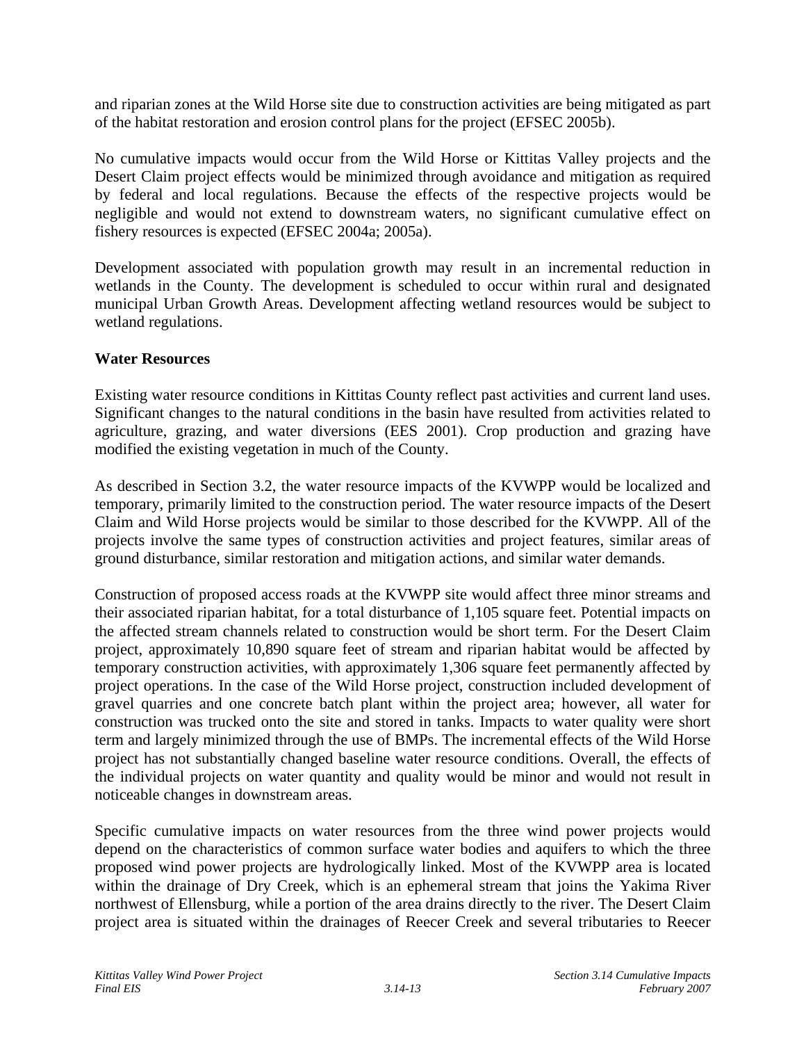and riparian zones at the Wild Horse site due to construction activities are being mitigated as part of the habitat restoration and erosion control plans for the project (EFSEC 2005b).

No cumulative impacts would occur from the Wild Horse or Kittitas Valley projects and the Desert Claim project effects would be minimized through avoidance and mitigation as required by federal and local regulations. Because the effects of the respective projects would be negligible and would not extend to downstream waters, no significant cumulative effect on fishery resources is expected (EFSEC 2004a; 2005a).

Development associated with population growth may result in an incremental reduction in wetlands in the County. The development is scheduled to occur within rural and designated municipal Urban Growth Areas. Development affecting wetland resources would be subject to wetland regulations.

**Water Resources**

Existing water resource conditions in Kittitas County reflect past activities and current land uses. Significant changes to the natural conditions in the basin have resulted from activities related to agriculture, grazing, and water diversions (EES 2001). Crop production and grazing have modified the existing vegetation in much of the County.

As described in Section 3.2, the water resource impacts of the KVWPP would be localized and temporary, primarily limited to the construction period. The water resource impacts of the Desert Claim and Wild Horse projects would be similar to those described for the KVWPP. All of the projects involve the same types of construction activities and project features, similar areas of ground disturbance, similar restoration and mitigation actions, and similar water demands.

Construction of proposed access roads at the KVWPP site would affect three minor streams and their associated riparian habitat, for a total disturbance of 1,105 square feet. Potential impacts on the affected stream channels related to construction would be short term. For the Desert Claim project, approximately 10,890 square feet of stream and riparian habitat would be affected by temporary construction activities, with approximately 1,306 square feet permanently affected by project operations. In the case of the Wild Horse project, construction included development of gravel quarries and one concrete batch plant within the project area; however, all water for construction was trucked onto the site and stored in tanks. Impacts to water quality were short term and largely minimized through the use of BMPs. The incremental effects of the Wild Horse project has not substantially changed baseline water resource conditions. Overall, the effects of the individual projects on water quantity and quality would be minor and would not result in noticeable changes in downstream areas.

Specific cumulative impacts on water resources from the three wind power projects would depend on the characteristics of common surface water bodies and aquifers to which the three proposed wind power projects are hydrologically linked. Most of the KVWPP area is located within the drainage of Dry Creek, which is an ephemeral stream that joins the Yakima River northwest of Ellensburg, while a portion of the area drains directly to the river. The Desert Claim project area is situated within the drainages of Reecer Creek and several tributaries to Reecer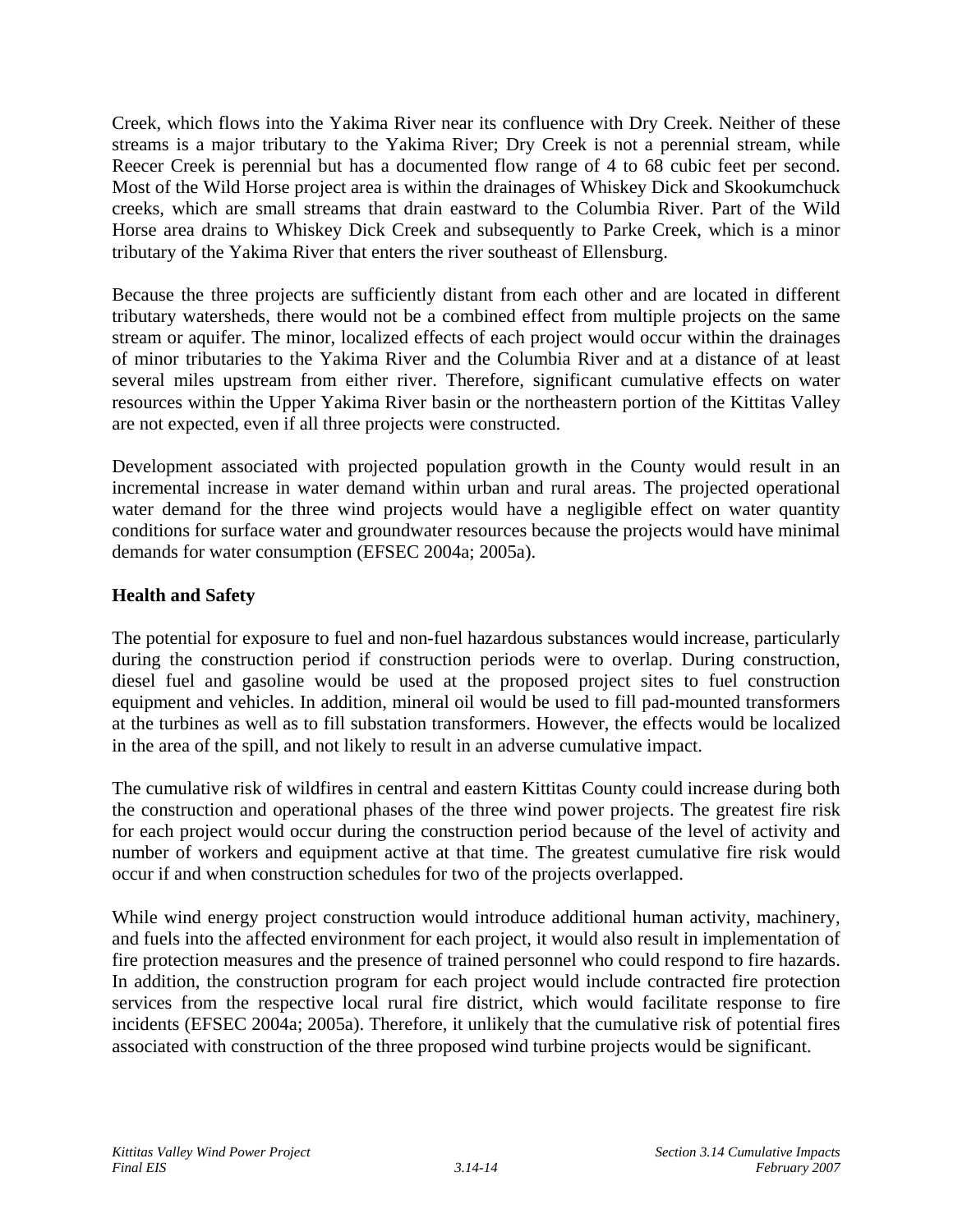Creek, which flows into the Yakima River near its confluence with Dry Creek. Neither of these streams is a major tributary to the Yakima River; Dry Creek is not a perennial stream, while Reecer Creek is perennial but has a documented flow range of 4 to 68 cubic feet per second. Most of the Wild Horse project area is within the drainages of Whiskey Dick and Skookumchuck creeks, which are small streams that drain eastward to the Columbia River. Part of the Wild Horse area drains to Whiskey Dick Creek and subsequently to Parke Creek, which is a minor tributary of the Yakima River that enters the river southeast of Ellensburg.

Because the three projects are sufficiently distant from each other and are located in different tributary watersheds, there would not be a combined effect from multiple projects on the same stream or aquifer. The minor, localized effects of each project would occur within the drainages of minor tributaries to the Yakima River and the Columbia River and at a distance of at least several miles upstream from either river. Therefore, significant cumulative effects on water resources within the Upper Yakima River basin or the northeastern portion of the Kittitas Valley are not expected, even if all three projects were constructed.

Development associated with projected population growth in the County would result in an incremental increase in water demand within urban and rural areas. The projected operational water demand for the three wind projects would have a negligible effect on water quantity conditions for surface water and groundwater resources because the projects would have minimal demands for water consumption (EFSEC 2004a; 2005a).

**Health and Safety**

The potential for exposure to fuel and non-fuel hazardous substances would increase, particularly during the construction period if construction periods were to overlap. During construction, diesel fuel and gasoline would be used at the proposed project sites to fuel construction equipment and vehicles. In addition, mineral oil would be used to fill pad-mounted transformers at the turbines as well as to fill substation transformers. However, the effects would be localized in the area of the spill, and not likely to result in an adverse cumulative impact.

The cumulative risk of wildfires in central and eastern Kittitas County could increase during both the construction and operational phases of the three wind power projects. The greatest fire risk for each project would occur during the construction period because of the level of activity and number of workers and equipment active at that time. The greatest cumulative fire risk would occur if and when construction schedules for two of the projects overlapped.

While wind energy project construction would introduce additional human activity, machinery, and fuels into the affected environment for each project, it would also result in implementation of fire protection measures and the presence of trained personnel who could respond to fire hazards. In addition, the construction program for each project would include contracted fire protection services from the respective local rural fire district, which would facilitate response to fire incidents (EFSEC 2004a; 2005a). Therefore, it unlikely that the cumulative risk of potential fires associated with construction of the three proposed wind turbine projects would be significant.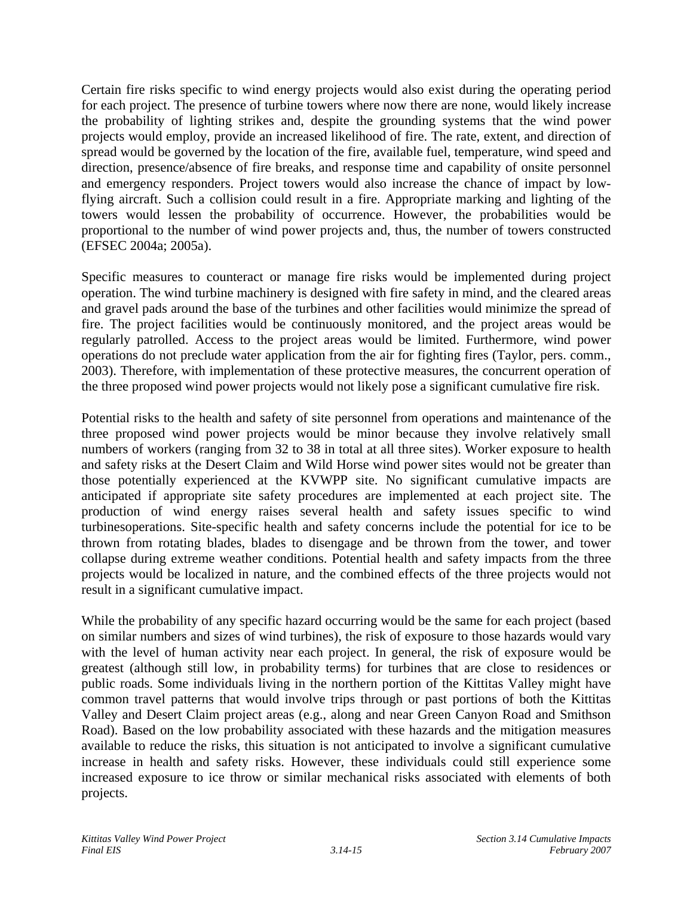Certain fire risks specific to wind energy projects would also exist during the operating period for each project. The presence of turbine towers where now there are none, would likely increase the probability of lighting strikes and, despite the grounding systems that the wind power projects would employ, provide an increased likelihood of fire. The rate, extent, and direction of spread would be governed by the location of the fire, available fuel, temperature, wind speed and direction, presence/absence of fire breaks, and response time and capability of onsite personnel and emergency responders. Project towers would also increase the chance of impact by low-flying aircraft. Such a collision could result in a fire. Appropriate marking and lighting of the towers would lessen the probability of occurrence. However, the probabilities would be proportional to the number of wind power projects and, thus, the number of towers constructed (EFSEC 2004a; 2005a).

Specific measures to counteract or manage fire risks would be implemented during project operation. The wind turbine machinery is designed with fire safety in mind, and the cleared areas and gravel pads around the base of the turbines and other facilities would minimize the spread of fire. The project facilities would be continuously monitored, and the project areas would be regularly patrolled. Access to the project areas would be limited. Furthermore, wind power operations do not preclude water application from the air for fighting fires (Taylor, pers. comm., 2003). Therefore, with implementation of these protective measures, the concurrent operation of the three proposed wind power projects would not likely pose a significant cumulative fire risk.

Potential risks to the health and safety of site personnel from operations and maintenance of the three proposed wind power projects would be minor because they involve relatively small numbers of workers (ranging from 32 to 38 in total at all three sites). Worker exposure to health and safety risks at the Desert Claim and Wild Horse wind power sites would not be greater than those potentially experienced at the KVWPP site. No significant cumulative impacts are anticipated if appropriate site safety procedures are implemented at each project site. The production of wind energy raises several health and safety issues specific to wind turbinesoperations. Site-specific health and safety concerns include the potential for ice to be thrown from rotating blades, blades to disengage and be thrown from the tower, and tower collapse during extreme weather conditions. Potential health and safety impacts from the three projects would be localized in nature, and the combined effects of the three projects would not result in a significant cumulative impact.

While the probability of any specific hazard occurring would be the same for each project (based on similar numbers and sizes of wind turbines), the risk of exposure to those hazards would vary with the level of human activity near each project. In general, the risk of exposure would be greatest (although still low, in probability terms) for turbines that are close to residences or public roads. Some individuals living in the northern portion of the Kittitas Valley might have common travel patterns that would involve trips through or past portions of both the Kittitas Valley and Desert Claim project areas (e.g., along and near Green Canyon Road and Smithson Road). Based on the low probability associated with these hazards and the mitigation measures available to reduce the risks, this situation is not anticipated to involve a significant cumulative increase in health and safety risks. However, these individuals could still experience some increased exposure to ice throw or similar mechanical risks associated with elements of both projects.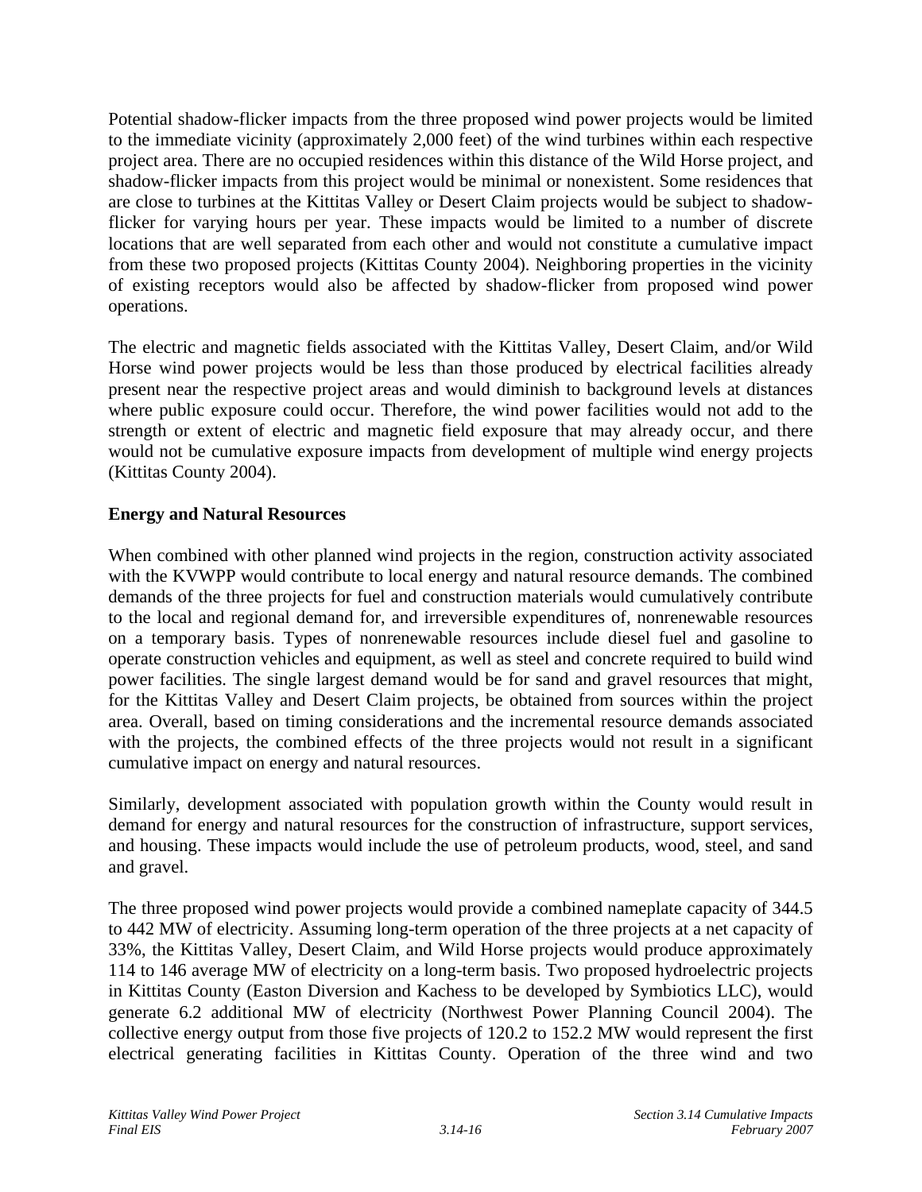Potential shadow-flicker impacts from the three proposed wind power projects would be limited to the immediate vicinity (approximately 2,000 feet) of the wind turbines within each respective project area. There are no occupied residences within this distance of the Wild Horse project, and shadow-flicker impacts from this project would be minimal or nonexistent. Some residences that are close to turbines at the Kittitas Valley or Desert Claim projects would be subject to shadow-flicker for varying hours per year. These impacts would be limited to a number of discrete locations that are well separated from each other and would not constitute a cumulative impact from these two proposed projects (Kittitas County 2004). Neighboring properties in the vicinity of existing receptors would also be affected by shadow-flicker from proposed wind power operations.

The electric and magnetic fields associated with the Kittitas Valley, Desert Claim, and/or Wild Horse wind power projects would be less than those produced by electrical facilities already present near the respective project areas and would diminish to background levels at distances where public exposure could occur. Therefore, the wind power facilities would not add to the strength or extent of electric and magnetic field exposure that may already occur, and there would not be cumulative exposure impacts from development of multiple wind energy projects (Kittitas County 2004).

**Energy and Natural Resources**

When combined with other planned wind projects in the region, construction activity associated with the KVWPP would contribute to local energy and natural resource demands. The combined demands of the three projects for fuel and construction materials would cumulatively contribute to the local and regional demand for, and irreversible expenditures of, nonrenewable resources on a temporary basis. Types of nonrenewable resources include diesel fuel and gasoline to operate construction vehicles and equipment, as well as steel and concrete required to build wind power facilities. The single largest demand would be for sand and gravel resources that might, for the Kittitas Valley and Desert Claim projects, be obtained from sources within the project area. Overall, based on timing considerations and the incremental resource demands associated with the projects, the combined effects of the three projects would not result in a significant cumulative impact on energy and natural resources.

Similarly, development associated with population growth within the County would result in demand for energy and natural resources for the construction of infrastructure, support services, and housing. These impacts would include the use of petroleum products, wood, steel, and sand and gravel.

The three proposed wind power projects would provide a combined nameplate capacity of 344.5 to 442 MW of electricity. Assuming long-term operation of the three projects at a net capacity of 33%, the Kittitas Valley, Desert Claim, and Wild Horse projects would produce approximately 114 to 146 average MW of electricity on a long-term basis. Two proposed hydroelectric projects in Kittitas County (Easton Diversion and Kachess to be developed by Symbiotics LLC), would generate 6.2 additional MW of electricity (Northwest Power Planning Council 2004). The collective energy output from those five projects of 120.2 to 152.2 MW would represent the first electrical generating facilities in Kittitas County. Operation of the three wind and two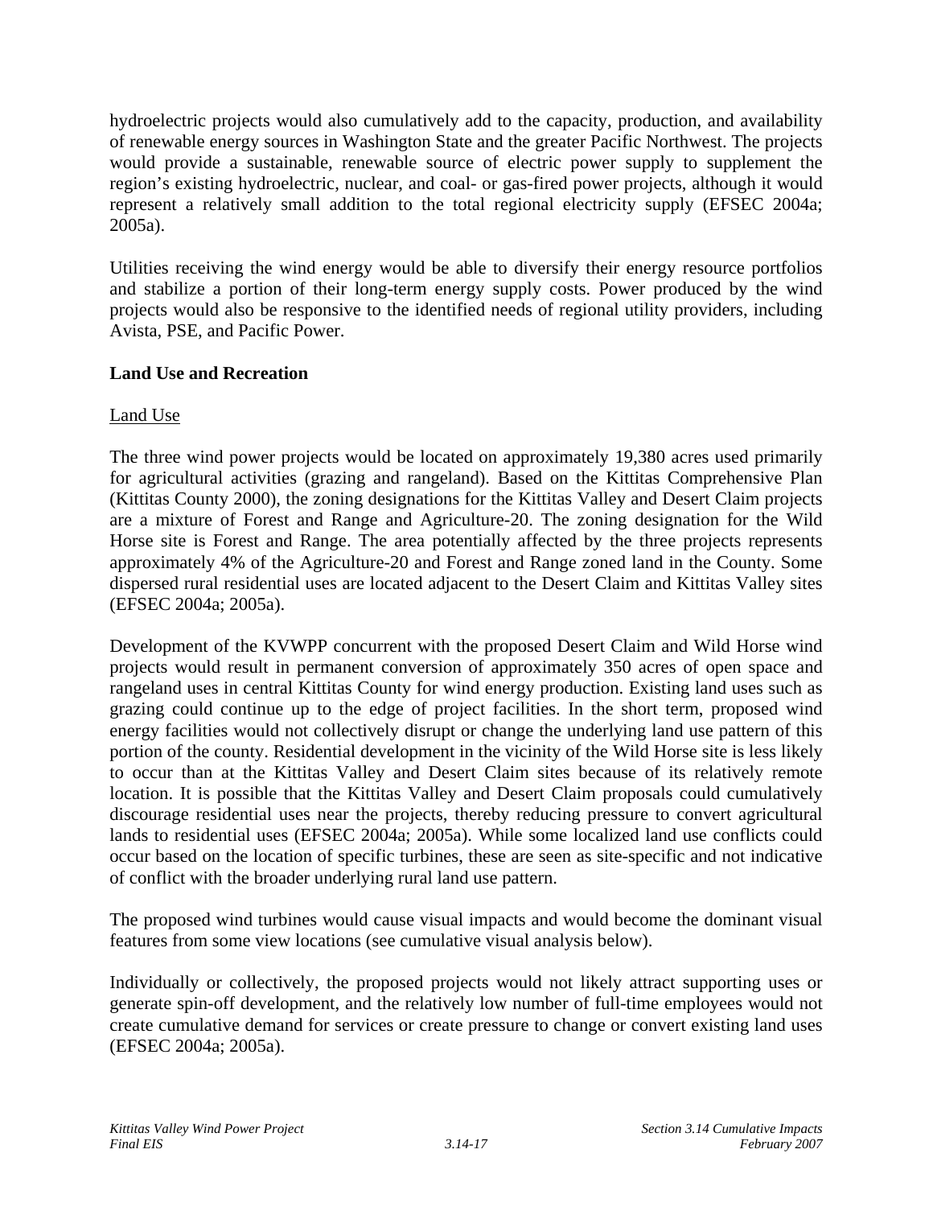hydroelectric projects would also cumulatively add to the capacity, production, and availability of renewable energy sources in Washington State and the greater Pacific Northwest. The projects would provide a sustainable, renewable source of electric power supply to supplement the region's existing hydroelectric, nuclear, and coal- or gas-fired power projects, although it would represent a relatively small addition to the total regional electricity supply (EFSEC 2004a; 2005a).

Utilities receiving the wind energy would be able to diversify their energy resource portfolios and stabilize a portion of their long-term energy supply costs. Power produced by the wind projects would also be responsive to the identified needs of regional utility providers, including Avista, PSE, and Pacific Power.

**Land Use and Recreation**

Land Use

The three wind power projects would be located on approximately 19,380 acres used primarily for agricultural activities (grazing and rangeland). Based on the Kittitas Comprehensive Plan (Kittitas County 2000), the zoning designations for the Kittitas Valley and Desert Claim projects are a mixture of Forest and Range and Agriculture-20. The zoning designation for the Wild Horse site is Forest and Range. The area potentially affected by the three projects represents approximately 4% of the Agriculture-20 and Forest and Range zoned land in the County. Some dispersed rural residential uses are located adjacent to the Desert Claim and Kittitas Valley sites (EFSEC 2004a; 2005a).

Development of the KVWPP concurrent with the proposed Desert Claim and Wild Horse wind projects would result in permanent conversion of approximately 350 acres of open space and rangeland uses in central Kittitas County for wind energy production. Existing land uses such as grazing could continue up to the edge of project facilities. In the short term, proposed wind energy facilities would not collectively disrupt or change the underlying land use pattern of this portion of the county. Residential development in the vicinity of the Wild Horse site is less likely to occur than at the Kittitas Valley and Desert Claim sites because of its relatively remote location. It is possible that the Kittitas Valley and Desert Claim proposals could cumulatively discourage residential uses near the projects, thereby reducing pressure to convert agricultural lands to residential uses (EFSEC 2004a; 2005a). While some localized land use conflicts could occur based on the location of specific turbines, these are seen as site-specific and not indicative of conflict with the broader underlying rural land use pattern.

The proposed wind turbines would cause visual impacts and would become the dominant visual features from some view locations (see cumulative visual analysis below).

Individually or collectively, the proposed projects would not likely attract supporting uses or generate spin-off development, and the relatively low number of full-time employees would not create cumulative demand for services or create pressure to change or convert existing land uses (EFSEC 2004a; 2005a).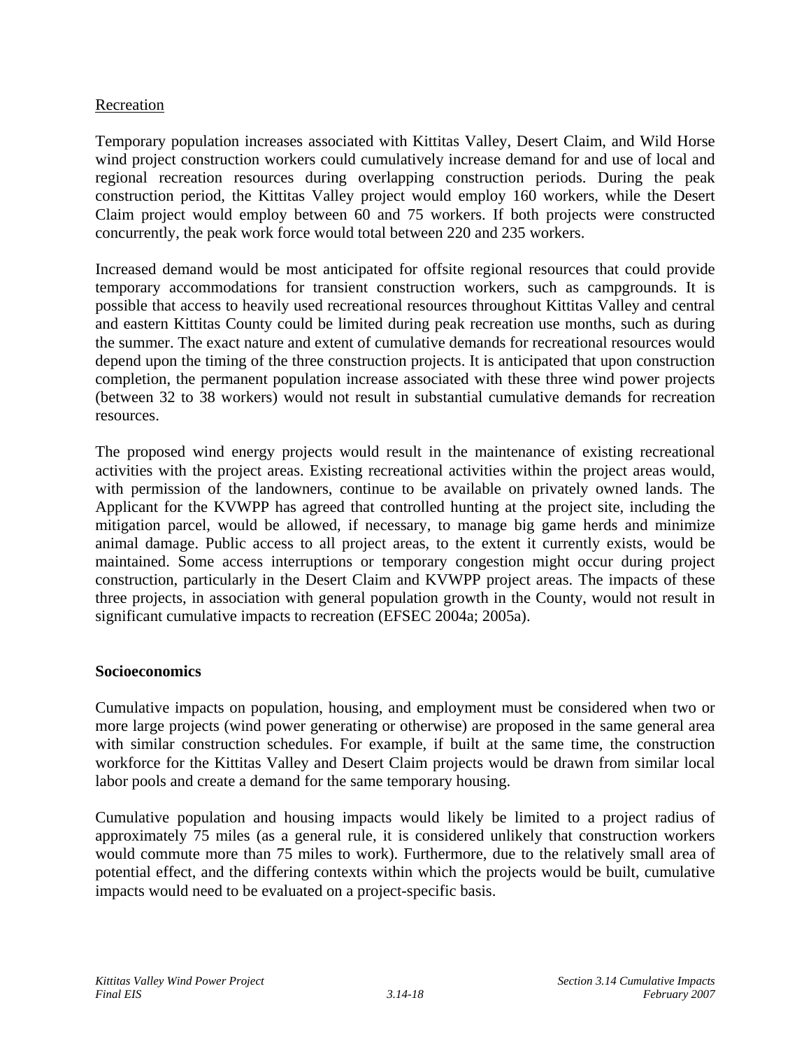<u>Recreation</u>

Temporary population increases associated with Kittitas Valley, Desert Claim, and Wild Horse wind project construction workers could cumulatively increase demand for and use of local and regional recreation resources during overlapping construction periods. During the peak construction period, the Kittitas Valley project would employ 160 workers, while the Desert Claim project would employ between 60 and 75 workers. If both projects were constructed concurrently, the peak work force would total between 220 and 235 workers.

Increased demand would be most anticipated for offsite regional resources that could provide temporary accommodations for transient construction workers, such as campgrounds. It is possible that access to heavily used recreational resources throughout Kittitas Valley and central and eastern Kittitas County could be limited during peak recreation use months, such as during the summer. The exact nature and extent of cumulative demands for recreational resources would depend upon the timing of the three construction projects. It is anticipated that upon construction completion, the permanent population increase associated with these three wind power projects (between 32 to 38 workers) would not result in substantial cumulative demands for recreation resources.

The proposed wind energy projects would result in the maintenance of existing recreational activities with the project areas. Existing recreational activities within the project areas would, with permission of the landowners, continue to be available on privately owned lands. The Applicant for the KVWPP has agreed that controlled hunting at the project site, including the mitigation parcel, would be allowed, if necessary, to manage big game herds and minimize animal damage. Public access to all project areas, to the extent it currently exists, would be maintained. Some access interruptions or temporary congestion might occur during project construction, particularly in the Desert Claim and KVWPP project areas. The impacts of these three projects, in association with general population growth in the County, would not result in significant cumulative impacts to recreation (EFSEC 2004a; 2005a).

**Socioeconomics**

Cumulative impacts on population, housing, and employment must be considered when two or more large projects (wind power generating or otherwise) are proposed in the same general area with similar construction schedules. For example, if built at the same time, the construction workforce for the Kittitas Valley and Desert Claim projects would be drawn from similar local labor pools and create a demand for the same temporary housing.

Cumulative population and housing impacts would likely be limited to a project radius of approximately 75 miles (as a general rule, it is considered unlikely that construction workers would commute more than 75 miles to work). Furthermore, due to the relatively small area of potential effect, and the differing contexts within which the projects would be built, cumulative impacts would need to be evaluated on a project-specific basis.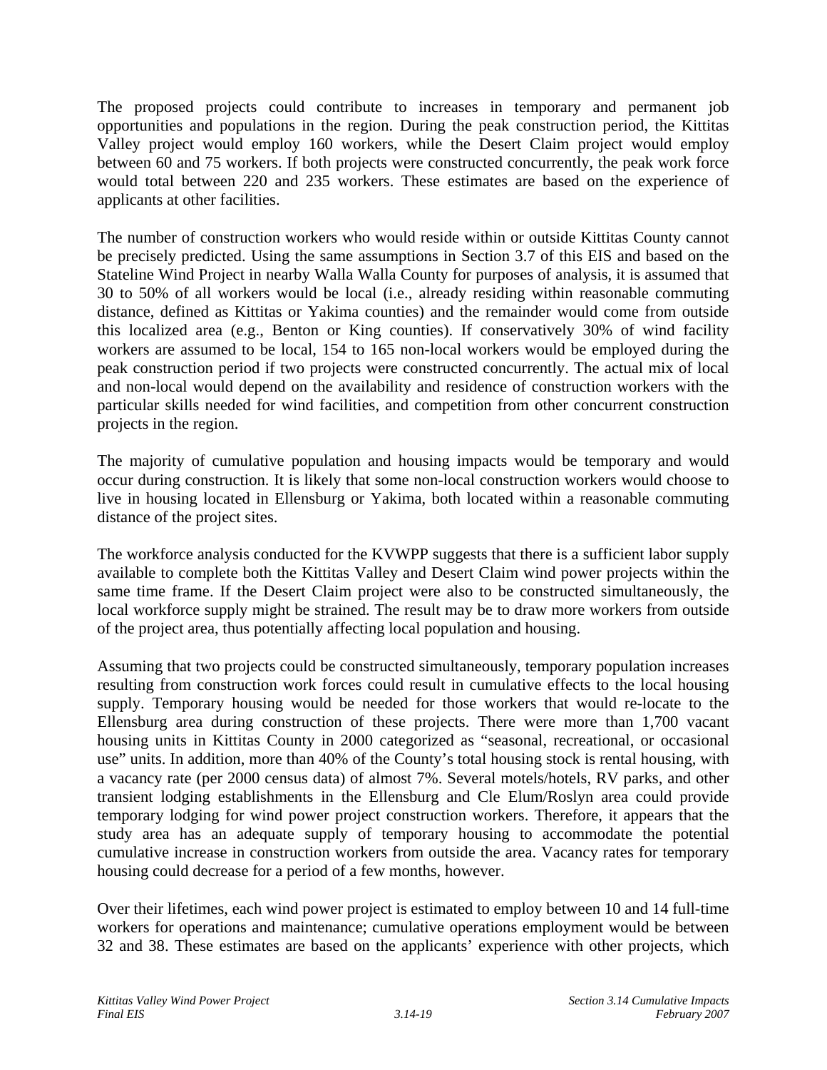The proposed projects could contribute to increases in temporary and permanent job opportunities and populations in the region. During the peak construction period, the Kittitas Valley project would employ 160 workers, while the Desert Claim project would employ between 60 and 75 workers. If both projects were constructed concurrently, the peak work force would total between 220 and 235 workers. These estimates are based on the experience of applicants at other facilities.

The number of construction workers who would reside within or outside Kittitas County cannot be precisely predicted. Using the same assumptions in Section 3.7 of this EIS and based on the Stateline Wind Project in nearby Walla Walla County for purposes of analysis, it is assumed that 30 to 50% of all workers would be local (i.e., already residing within reasonable commuting distance, defined as Kittitas or Yakima counties) and the remainder would come from outside this localized area (e.g., Benton or King counties). If conservatively 30% of wind facility workers are assumed to be local, 154 to 165 non-local workers would be employed during the peak construction period if two projects were constructed concurrently. The actual mix of local and non-local would depend on the availability and residence of construction workers with the particular skills needed for wind facilities, and competition from other concurrent construction projects in the region.

The majority of cumulative population and housing impacts would be temporary and would occur during construction. It is likely that some non-local construction workers would choose to live in housing located in Ellensburg or Yakima, both located within a reasonable commuting distance of the project sites.

The workforce analysis conducted for the KVWPP suggests that there is a sufficient labor supply available to complete both the Kittitas Valley and Desert Claim wind power projects within the same time frame. If the Desert Claim project were also to be constructed simultaneously, the local workforce supply might be strained. The result may be to draw more workers from outside of the project area, thus potentially affecting local population and housing.

Assuming that two projects could be constructed simultaneously, temporary population increases resulting from construction work forces could result in cumulative effects to the local housing supply. Temporary housing would be needed for those workers that would re-locate to the Ellensburg area during construction of these projects. There were more than 1,700 vacant housing units in Kittitas County in 2000 categorized as "seasonal, recreational, or occasional use" units. In addition, more than 40% of the County's total housing stock is rental housing, with a vacancy rate (per 2000 census data) of almost 7%. Several motels/hotels, RV parks, and other transient lodging establishments in the Ellensburg and Cle Elum/Roslyn area could provide temporary lodging for wind power project construction workers. Therefore, it appears that the study area has an adequate supply of temporary housing to accommodate the potential cumulative increase in construction workers from outside the area. Vacancy rates for temporary housing could decrease for a period of a few months, however.

Over their lifetimes, each wind power project is estimated to employ between 10 and 14 full-time workers for operations and maintenance; cumulative operations employment would be between 32 and 38. These estimates are based on the applicants' experience with other projects, which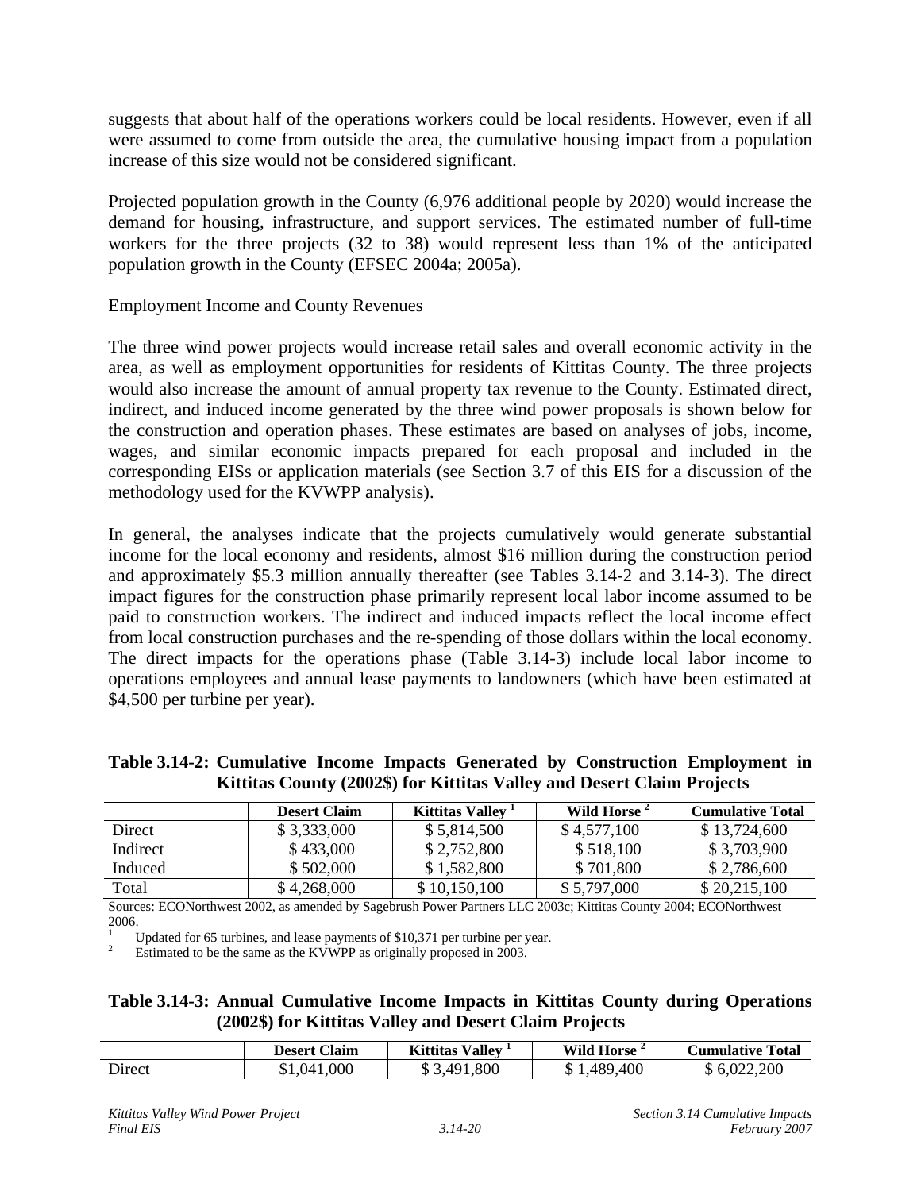suggests that about half of the operations workers could be local residents. However, even if all were assumed to come from outside the area, the cumulative housing impact from a population increase of this size would not be considered significant.

Projected population growth in the County (6,976 additional people by 2020) would increase the demand for housing, infrastructure, and support services. The estimated number of full-time workers for the three projects (32 to 38) would represent less than 1% of the anticipated population growth in the County (EFSEC 2004a; 2005a).

Employment Income and County Revenues

The three wind power projects would increase retail sales and overall economic activity in the area, as well as employment opportunities for residents of Kittitas County. The three projects would also increase the amount of annual property tax revenue to the County. Estimated direct, indirect, and induced income generated by the three wind power proposals is shown below for the construction and operation phases. These estimates are based on analyses of jobs, income, wages, and similar economic impacts prepared for each proposal and included in the corresponding EISs or application materials (see Section 3.7 of this EIS for a discussion of the methodology used for the KVWPP analysis).

In general, the analyses indicate that the projects cumulatively would generate substantial income for the local economy and residents, almost $16 million during the construction period and approximately $5.3 million annually thereafter (see Tables 3.14-2 and 3.14-3). The direct impact figures for the construction phase primarily represent local labor income assumed to be paid to construction workers. The indirect and induced impacts reflect the local income effect from local construction purchases and the re-spending of those dollars within the local economy. The direct impacts for the operations phase (Table 3.14-3) include local labor income to operations employees and annual lease payments to landowners (which have been estimated at $4,500 per turbine per year).

**Table 3.14-2: Cumulative Income Impacts Generated by Construction Employment in Kittitas County (2002$) for Kittitas Valley and Desert Claim Projects**

| | Desert Claim | Kittitas Valley [1] | Wild Horse [2] | Cumulative Total |
|---|---|---|---|---|
| Direct | $ 3,333,000 | $ 5,814,500 | $ 4,577,100 | $ 13,724,600 |
| Indirect | $ 433,000 | $ 2,752,800 | $ 518,100 | $ 3,703,900 |
| Induced | $ 502,000 | $ 1,582,800 | $ 701,800 | $ 2,786,600 |
| Total | $ 4,268,000 | $ 10,150,100 | $ 5,797,000 | $ 20,215,100 |

Sources: ECONorthwest 2002, as amended by Sagebrush Power Partners LLC 2003c; Kittitas County 2004; ECONorthwest 2006.

[1] Updated for 65 turbines, and lease payments of $10,371 per turbine per year.

[2] Estimated to be the same as the KVWPP as originally proposed in 2003.

**Table 3.14-3: Annual Cumulative Income Impacts in Kittitas County during Operations (2002$) for Kittitas Valley and Desert Claim Projects**

| | Desert Claim | Kittitas Valley [1] | Wild Horse [2] | Cumulative Total |
|---|---|---|---|---|
| Direct | $1,041,000 | $ 3,491,800 | $ 1,489,400 | $ 6,022,200 |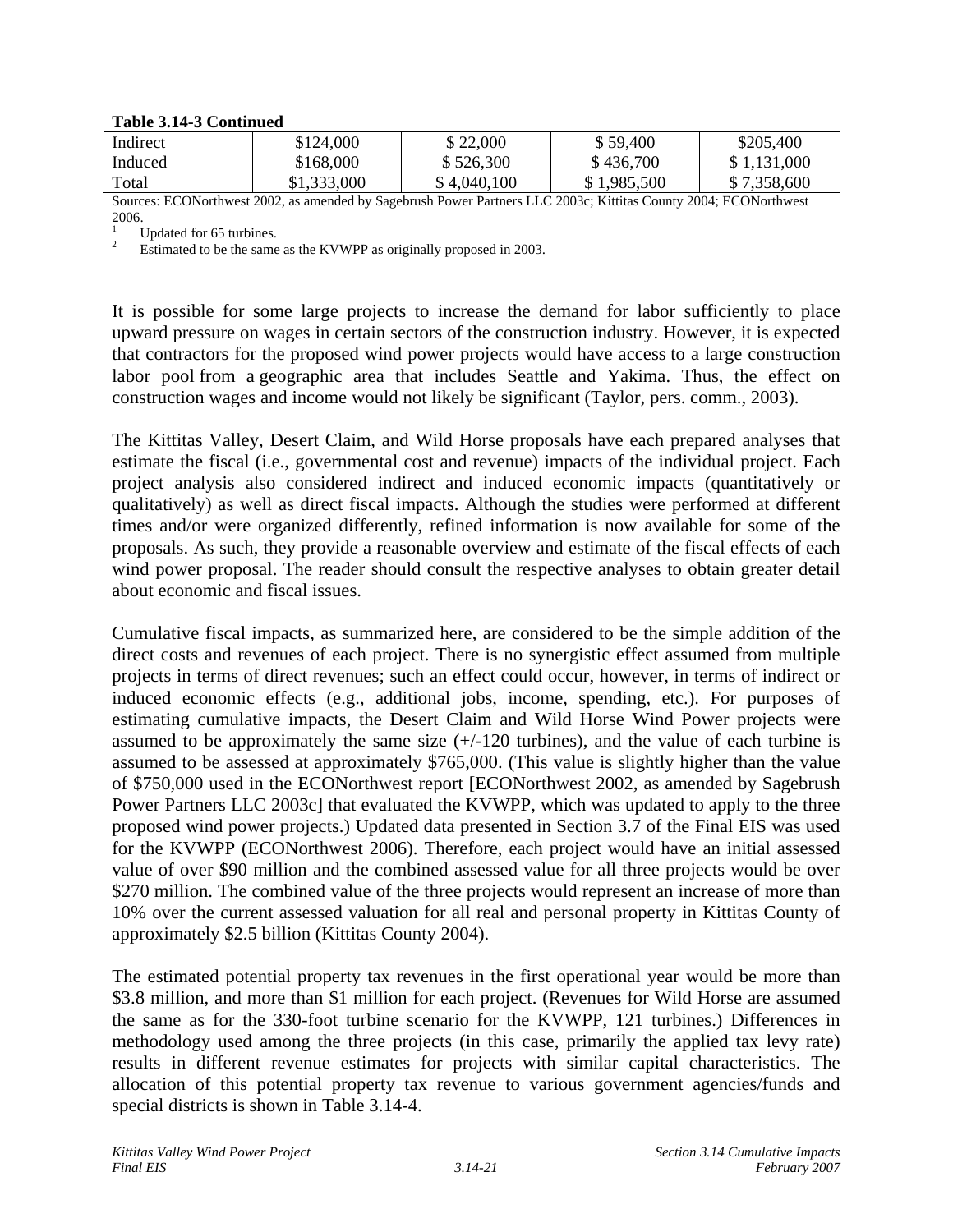**Table 3.14-3 Continued**

| | | | | |
|---|---|---|---|---|
| Indirect | $124,000 | $ 22,000 | $ 59,400 | $205,400 |
| Induced | $168,000 | $ 526,300 | $ 436,700 | $ 1,131,000 |
| Total | $1,333,000 | $ 4,040,100 | $ 1,985,500 | $ 7,358,600 |

Sources: ECONorthwest 2002, as amended by Sagebrush Power Partners LLC 2003c; Kittitas County 2004; ECONorthwest 2006.

[1] Updated for 65 turbines.

[2] Estimated to be the same as the KVWPP as originally proposed in 2003.

It is possible for some large projects to increase the demand for labor sufficiently to place upward pressure on wages in certain sectors of the construction industry. However, it is expected that contractors for the proposed wind power projects would have access to a large construction labor pool from a geographic area that includes Seattle and Yakima. Thus, the effect on construction wages and income would not likely be significant (Taylor, pers. comm., 2003).

The Kittitas Valley, Desert Claim, and Wild Horse proposals have each prepared analyses that estimate the fiscal (i.e., governmental cost and revenue) impacts of the individual project. Each project analysis also considered indirect and induced economic impacts (quantitatively or qualitatively) as well as direct fiscal impacts. Although the studies were performed at different times and/or were organized differently, refined information is now available for some of the proposals. As such, they provide a reasonable overview and estimate of the fiscal effects of each wind power proposal. The reader should consult the respective analyses to obtain greater detail about economic and fiscal issues.

Cumulative fiscal impacts, as summarized here, are considered to be the simple addition of the direct costs and revenues of each project. There is no synergistic effect assumed from multiple projects in terms of direct revenues; such an effect could occur, however, in terms of indirect or induced economic effects (e.g., additional jobs, income, spending, etc.). For purposes of estimating cumulative impacts, the Desert Claim and Wild Horse Wind Power projects were assumed to be approximately the same size (+/-120 turbines), and the value of each turbine is assumed to be assessed at approximately $765,000. (This value is slightly higher than the value of $750,000 used in the ECONorthwest report [ECONorthwest 2002, as amended by Sagebrush Power Partners LLC 2003c] that evaluated the KVWPP, which was updated to apply to the three proposed wind power projects.) Updated data presented in Section 3.7 of the Final EIS was used for the KVWPP (ECONorthwest 2006). Therefore, each project would have an initial assessed value of over $90 million and the combined assessed value for all three projects would be over $270 million. The combined value of the three projects would represent an increase of more than 10% over the current assessed valuation for all real and personal property in Kittitas County of approximately $2.5 billion (Kittitas County 2004).

The estimated potential property tax revenues in the first operational year would be more than $3.8 million, and more than $1 million for each project. (Revenues for Wild Horse are assumed the same as for the 330-foot turbine scenario for the KVWPP, 121 turbines.) Differences in methodology used among the three projects (in this case, primarily the applied tax levy rate) results in different revenue estimates for projects with similar capital characteristics. The allocation of this potential property tax revenue to various government agencies/funds and special districts is shown in Table 3.14-4.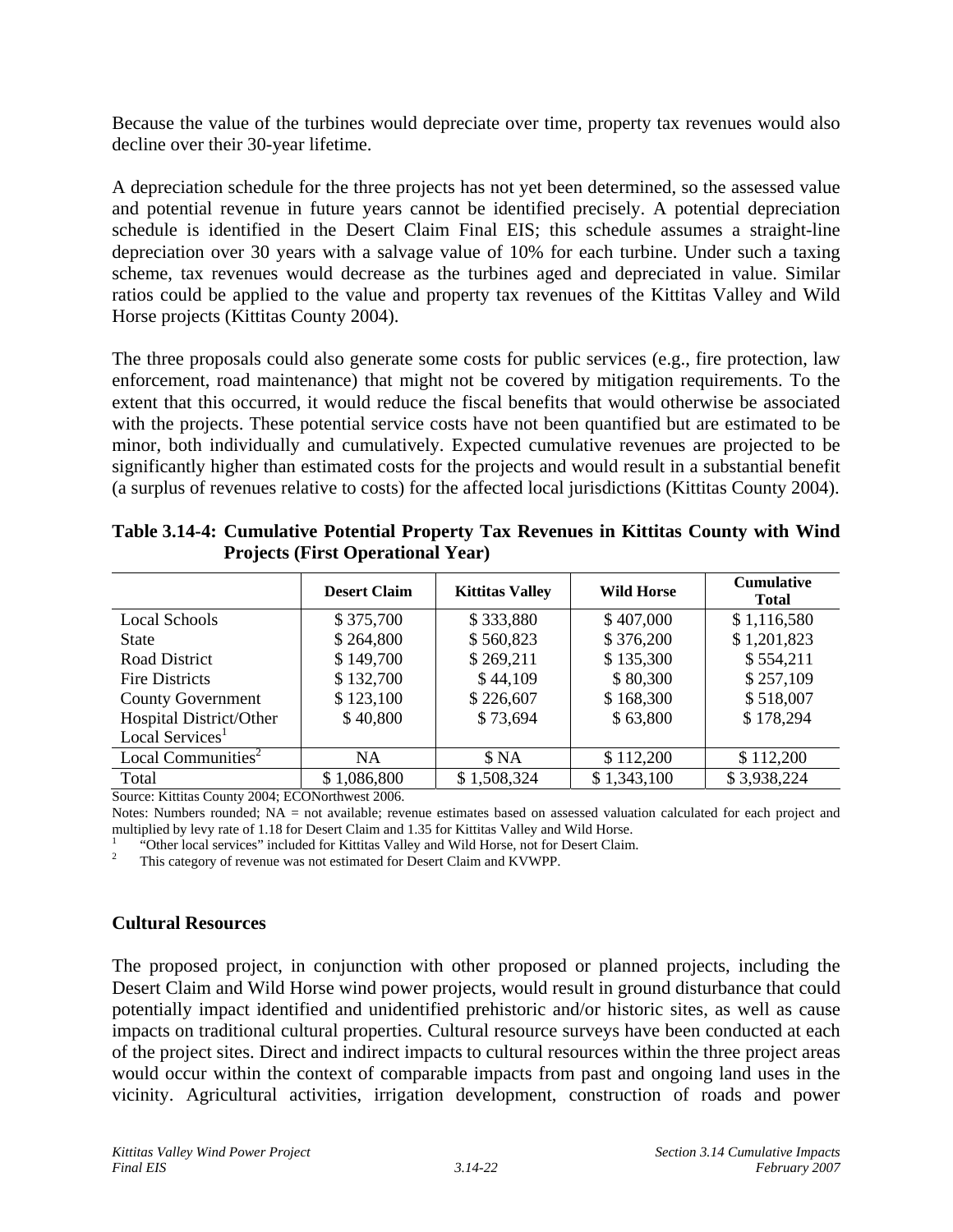Because the value of the turbines would depreciate over time, property tax revenues would also decline over their 30-year lifetime.

A depreciation schedule for the three projects has not yet been determined, so the assessed value and potential revenue in future years cannot be identified precisely. A potential depreciation schedule is identified in the Desert Claim Final EIS; this schedule assumes a straight-line depreciation over 30 years with a salvage value of 10% for each turbine. Under such a taxing scheme, tax revenues would decrease as the turbines aged and depreciated in value. Similar ratios could be applied to the value and property tax revenues of the Kittitas Valley and Wild Horse projects (Kittitas County 2004).

The three proposals could also generate some costs for public services (e.g., fire protection, law enforcement, road maintenance) that might not be covered by mitigation requirements. To the extent that this occurred, it would reduce the fiscal benefits that would otherwise be associated with the projects. These potential service costs have not been quantified but are estimated to be minor, both individually and cumulatively. Expected cumulative revenues are projected to be significantly higher than estimated costs for the projects and would result in a substantial benefit (a surplus of revenues relative to costs) for the affected local jurisdictions (Kittitas County 2004).

**Table 3.14-4: Cumulative Potential Property Tax Revenues in Kittitas County with Wind Projects (First Operational Year)**

| | Desert Claim | Kittitas Valley | Wild Horse | Cumulative Total |
|---|---|---|---|---|
| Local Schools | $ 375,700 | $ 333,880 | $ 407,000 | $ 1,116,580 |
| State | $ 264,800 | $ 560,823 | $ 376,200 | $ 1,201,823 |
| Road District | $ 149,700 | $ 269,211 | $ 135,300 | $ 554,211 |
| Fire Districts | $ 132,700 | $ 44,109 | $ 80,300 | $ 257,109 |
| County Government | $ 123,100 | $ 226,607 | $ 168,300 | $ 518,007 |
| Hospital District/Other Local Services[1] | $ 40,800 | $ 73,694 | $ 63,800 | $ 178,294 |
| Local Communities[2] | NA | $ NA | $ 112,200 | $ 112,200 |
| Total | $ 1,086,800 | $ 1,508,324 | $ 1,343,100 | $ 3,938,224 |

Source: Kittitas County 2004; ECONorthwest 2006.

Notes: Numbers rounded; NA = not available; revenue estimates based on assessed valuation calculated for each project and multiplied by levy rate of 1.18 for Desert Claim and 1.35 for Kittitas Valley and Wild Horse.

[1] "Other local services" included for Kittitas Valley and Wild Horse, not for Desert Claim.

[2] This category of revenue was not estimated for Desert Claim and KVWPP.

### Cultural Resources

The proposed project, in conjunction with other proposed or planned projects, including the Desert Claim and Wild Horse wind power projects, would result in ground disturbance that could potentially impact identified and unidentified prehistoric and/or historic sites, as well as cause impacts on traditional cultural properties. Cultural resource surveys have been conducted at each of the project sites. Direct and indirect impacts to cultural resources within the three project areas would occur within the context of comparable impacts from past and ongoing land uses in the vicinity. Agricultural activities, irrigation development, construction of roads and power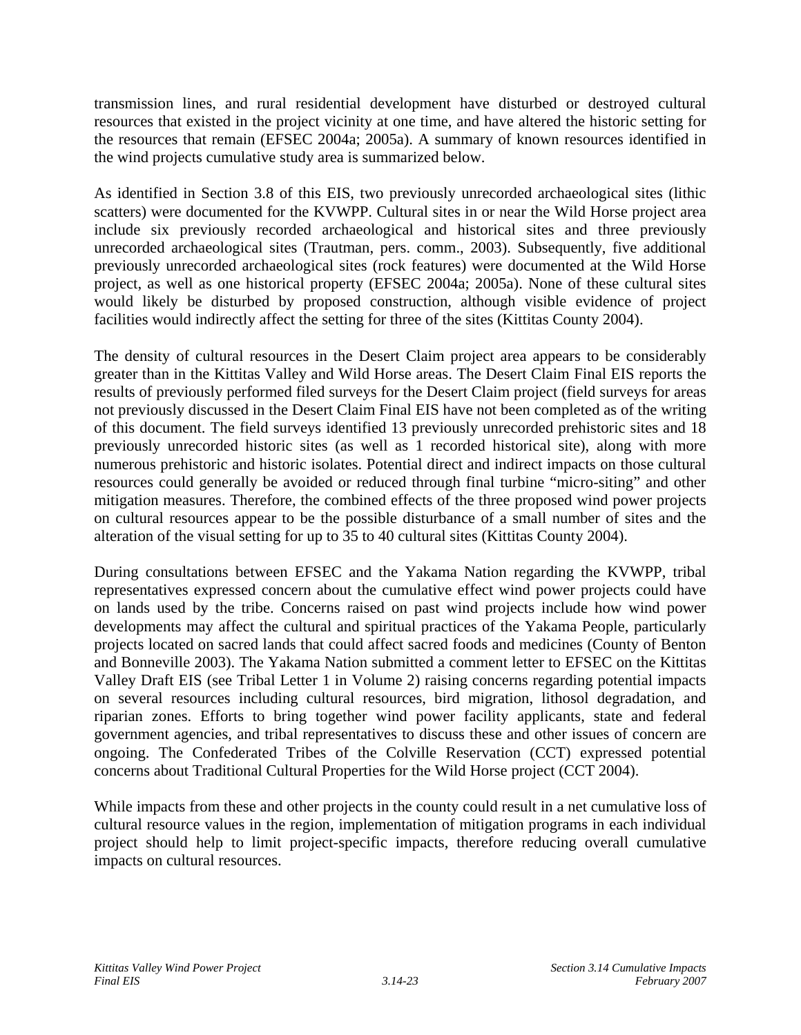transmission lines, and rural residential development have disturbed or destroyed cultural resources that existed in the project vicinity at one time, and have altered the historic setting for the resources that remain (EFSEC 2004a; 2005a). A summary of known resources identified in the wind projects cumulative study area is summarized below.

As identified in Section 3.8 of this EIS, two previously unrecorded archaeological sites (lithic scatters) were documented for the KVWPP. Cultural sites in or near the Wild Horse project area include six previously recorded archaeological and historical sites and three previously unrecorded archaeological sites (Trautman, pers. comm., 2003). Subsequently, five additional previously unrecorded archaeological sites (rock features) were documented at the Wild Horse project, as well as one historical property (EFSEC 2004a; 2005a). None of these cultural sites would likely be disturbed by proposed construction, although visible evidence of project facilities would indirectly affect the setting for three of the sites (Kittitas County 2004).

The density of cultural resources in the Desert Claim project area appears to be considerably greater than in the Kittitas Valley and Wild Horse areas. The Desert Claim Final EIS reports the results of previously performed filed surveys for the Desert Claim project (field surveys for areas not previously discussed in the Desert Claim Final EIS have not been completed as of the writing of this document. The field surveys identified 13 previously unrecorded prehistoric sites and 18 previously unrecorded historic sites (as well as 1 recorded historical site), along with more numerous prehistoric and historic isolates. Potential direct and indirect impacts on those cultural resources could generally be avoided or reduced through final turbine "micro-siting" and other mitigation measures. Therefore, the combined effects of the three proposed wind power projects on cultural resources appear to be the possible disturbance of a small number of sites and the alteration of the visual setting for up to 35 to 40 cultural sites (Kittitas County 2004).

During consultations between EFSEC and the Yakama Nation regarding the KVWPP, tribal representatives expressed concern about the cumulative effect wind power projects could have on lands used by the tribe. Concerns raised on past wind projects include how wind power developments may affect the cultural and spiritual practices of the Yakama People, particularly projects located on sacred lands that could affect sacred foods and medicines (County of Benton and Bonneville 2003). The Yakama Nation submitted a comment letter to EFSEC on the Kittitas Valley Draft EIS (see Tribal Letter 1 in Volume 2) raising concerns regarding potential impacts on several resources including cultural resources, bird migration, lithosol degradation, and riparian zones. Efforts to bring together wind power facility applicants, state and federal government agencies, and tribal representatives to discuss these and other issues of concern are ongoing. The Confederated Tribes of the Colville Reservation (CCT) expressed potential concerns about Traditional Cultural Properties for the Wild Horse project (CCT 2004).

While impacts from these and other projects in the county could result in a net cumulative loss of cultural resource values in the region, implementation of mitigation programs in each individual project should help to limit project-specific impacts, therefore reducing overall cumulative impacts on cultural resources.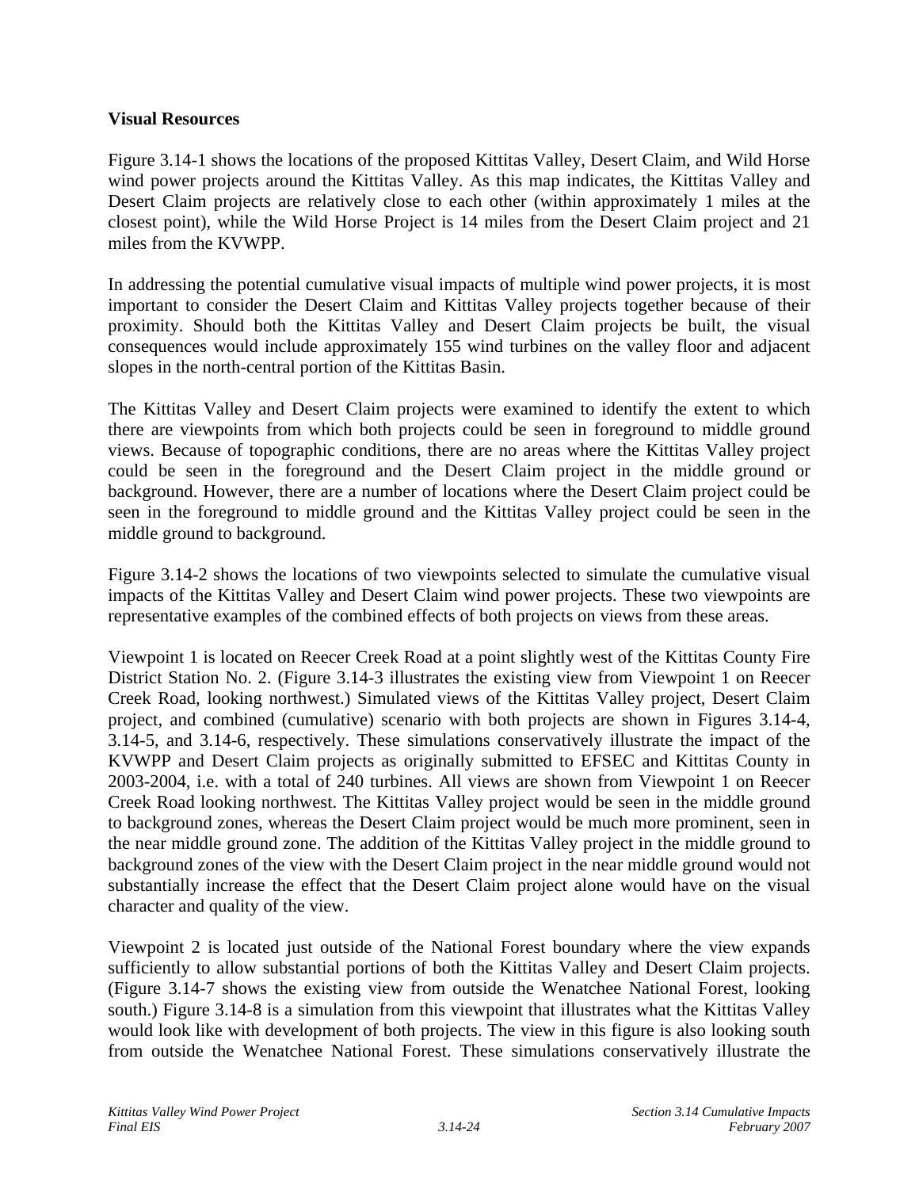**Visual Resources**

Figure 3.14-1 shows the locations of the proposed Kittitas Valley, Desert Claim, and Wild Horse wind power projects around the Kittitas Valley. As this map indicates, the Kittitas Valley and Desert Claim projects are relatively close to each other (within approximately 1 miles at the closest point), while the Wild Horse Project is 14 miles from the Desert Claim project and 21 miles from the KVWPP.

In addressing the potential cumulative visual impacts of multiple wind power projects, it is most important to consider the Desert Claim and Kittitas Valley projects together because of their proximity. Should both the Kittitas Valley and Desert Claim projects be built, the visual consequences would include approximately 155 wind turbines on the valley floor and adjacent slopes in the north-central portion of the Kittitas Basin.

The Kittitas Valley and Desert Claim projects were examined to identify the extent to which there are viewpoints from which both projects could be seen in foreground to middle ground views. Because of topographic conditions, there are no areas where the Kittitas Valley project could be seen in the foreground and the Desert Claim project in the middle ground or background. However, there are a number of locations where the Desert Claim project could be seen in the foreground to middle ground and the Kittitas Valley project could be seen in the middle ground to background.

Figure 3.14-2 shows the locations of two viewpoints selected to simulate the cumulative visual impacts of the Kittitas Valley and Desert Claim wind power projects. These two viewpoints are representative examples of the combined effects of both projects on views from these areas.

Viewpoint 1 is located on Reecer Creek Road at a point slightly west of the Kittitas County Fire District Station No. 2. (Figure 3.14-3 illustrates the existing view from Viewpoint 1 on Reecer Creek Road, looking northwest.) Simulated views of the Kittitas Valley project, Desert Claim project, and combined (cumulative) scenario with both projects are shown in Figures 3.14-4, 3.14-5, and 3.14-6, respectively. These simulations conservatively illustrate the impact of the KVWPP and Desert Claim projects as originally submitted to EFSEC and Kittitas County in 2003-2004, i.e. with a total of 240 turbines. All views are shown from Viewpoint 1 on Reecer Creek Road looking northwest. The Kittitas Valley project would be seen in the middle ground to background zones, whereas the Desert Claim project would be much more prominent, seen in the near middle ground zone. The addition of the Kittitas Valley project in the middle ground to background zones of the view with the Desert Claim project in the near middle ground would not substantially increase the effect that the Desert Claim project alone would have on the visual character and quality of the view.

Viewpoint 2 is located just outside of the National Forest boundary where the view expands sufficiently to allow substantial portions of both the Kittitas Valley and Desert Claim projects. (Figure 3.14-7 shows the existing view from outside the Wenatchee National Forest, looking south.) Figure 3.14-8 is a simulation from this viewpoint that illustrates what the Kittitas Valley would look like with development of both projects. The view in this figure is also looking south from outside the Wenatchee National Forest. These simulations conservatively illustrate the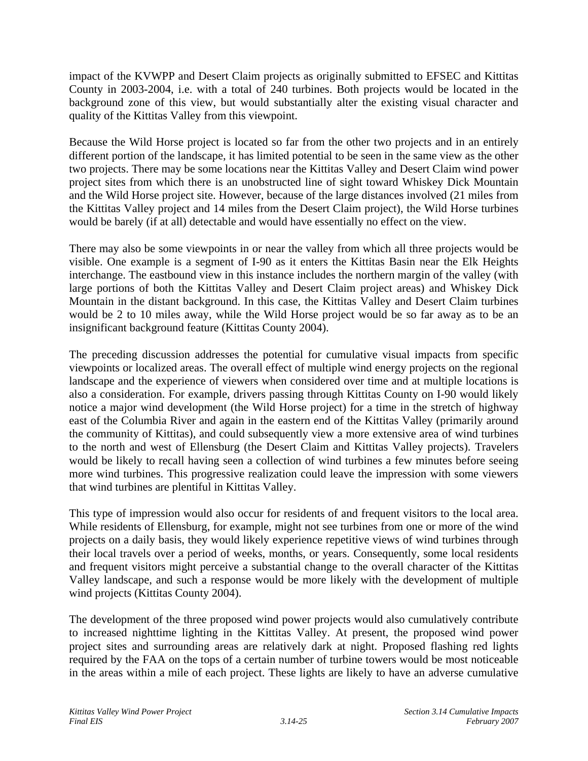impact of the KVWPP and Desert Claim projects as originally submitted to EFSEC and Kittitas County in 2003-2004, i.e. with a total of 240 turbines. Both projects would be located in the background zone of this view, but would substantially alter the existing visual character and quality of the Kittitas Valley from this viewpoint.

Because the Wild Horse project is located so far from the other two projects and in an entirely different portion of the landscape, it has limited potential to be seen in the same view as the other two projects. There may be some locations near the Kittitas Valley and Desert Claim wind power project sites from which there is an unobstructed line of sight toward Whiskey Dick Mountain and the Wild Horse project site. However, because of the large distances involved (21 miles from the Kittitas Valley project and 14 miles from the Desert Claim project), the Wild Horse turbines would be barely (if at all) detectable and would have essentially no effect on the view.

There may also be some viewpoints in or near the valley from which all three projects would be visible. One example is a segment of I-90 as it enters the Kittitas Basin near the Elk Heights interchange. The eastbound view in this instance includes the northern margin of the valley (with large portions of both the Kittitas Valley and Desert Claim project areas) and Whiskey Dick Mountain in the distant background. In this case, the Kittitas Valley and Desert Claim turbines would be 2 to 10 miles away, while the Wild Horse project would be so far away as to be an insignificant background feature (Kittitas County 2004).

The preceding discussion addresses the potential for cumulative visual impacts from specific viewpoints or localized areas. The overall effect of multiple wind energy projects on the regional landscape and the experience of viewers when considered over time and at multiple locations is also a consideration. For example, drivers passing through Kittitas County on I-90 would likely notice a major wind development (the Wild Horse project) for a time in the stretch of highway east of the Columbia River and again in the eastern end of the Kittitas Valley (primarily around the community of Kittitas), and could subsequently view a more extensive area of wind turbines to the north and west of Ellensburg (the Desert Claim and Kittitas Valley projects). Travelers would be likely to recall having seen a collection of wind turbines a few minutes before seeing more wind turbines. This progressive realization could leave the impression with some viewers that wind turbines are plentiful in Kittitas Valley.

This type of impression would also occur for residents of and frequent visitors to the local area. While residents of Ellensburg, for example, might not see turbines from one or more of the wind projects on a daily basis, they would likely experience repetitive views of wind turbines through their local travels over a period of weeks, months, or years. Consequently, some local residents and frequent visitors might perceive a substantial change to the overall character of the Kittitas Valley landscape, and such a response would be more likely with the development of multiple wind projects (Kittitas County 2004).

The development of the three proposed wind power projects would also cumulatively contribute to increased nighttime lighting in the Kittitas Valley. At present, the proposed wind power project sites and surrounding areas are relatively dark at night. Proposed flashing red lights required by the FAA on the tops of a certain number of turbine towers would be most noticeable in the areas within a mile of each project. These lights are likely to have an adverse cumulative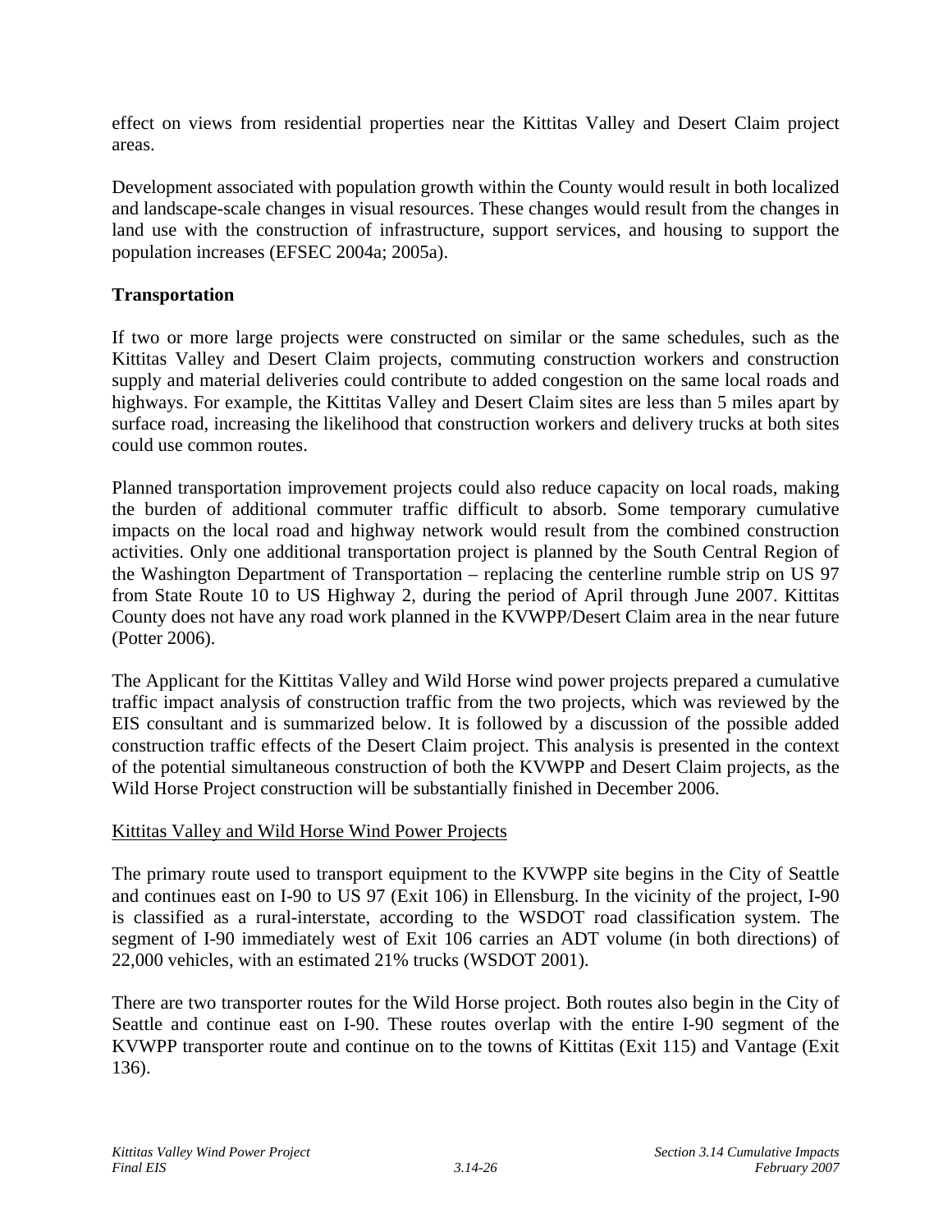effect on views from residential properties near the Kittitas Valley and Desert Claim project areas.

Development associated with population growth within the County would result in both localized and landscape-scale changes in visual resources. These changes would result from the changes in land use with the construction of infrastructure, support services, and housing to support the population increases (EFSEC 2004a; 2005a).

### Transportation

If two or more large projects were constructed on similar or the same schedules, such as the Kittitas Valley and Desert Claim projects, commuting construction workers and construction supply and material deliveries could contribute to added congestion on the same local roads and highways. For example, the Kittitas Valley and Desert Claim sites are less than 5 miles apart by surface road, increasing the likelihood that construction workers and delivery trucks at both sites could use common routes.

Planned transportation improvement projects could also reduce capacity on local roads, making the burden of additional commuter traffic difficult to absorb. Some temporary cumulative impacts on the local road and highway network would result from the combined construction activities. Only one additional transportation project is planned by the South Central Region of the Washington Department of Transportation – replacing the centerline rumble strip on US 97 from State Route 10 to US Highway 2, during the period of April through June 2007. Kittitas County does not have any road work planned in the KVWPP/Desert Claim area in the near future (Potter 2006).

The Applicant for the Kittitas Valley and Wild Horse wind power projects prepared a cumulative traffic impact analysis of construction traffic from the two projects, which was reviewed by the EIS consultant and is summarized below. It is followed by a discussion of the possible added construction traffic effects of the Desert Claim project. This analysis is presented in the context of the potential simultaneous construction of both the KVWPP and Desert Claim projects, as the Wild Horse Project construction will be substantially finished in December 2006.

#### Kittitas Valley and Wild Horse Wind Power Projects

The primary route used to transport equipment to the KVWPP site begins in the City of Seattle and continues east on I-90 to US 97 (Exit 106) in Ellensburg. In the vicinity of the project, I-90 is classified as a rural-interstate, according to the WSDOT road classification system. The segment of I-90 immediately west of Exit 106 carries an ADT volume (in both directions) of 22,000 vehicles, with an estimated 21% trucks (WSDOT 2001).

There are two transporter routes for the Wild Horse project. Both routes also begin in the City of Seattle and continue east on I-90. These routes overlap with the entire I-90 segment of the KVWPP transporter route and continue on to the towns of Kittitas (Exit 115) and Vantage (Exit 136).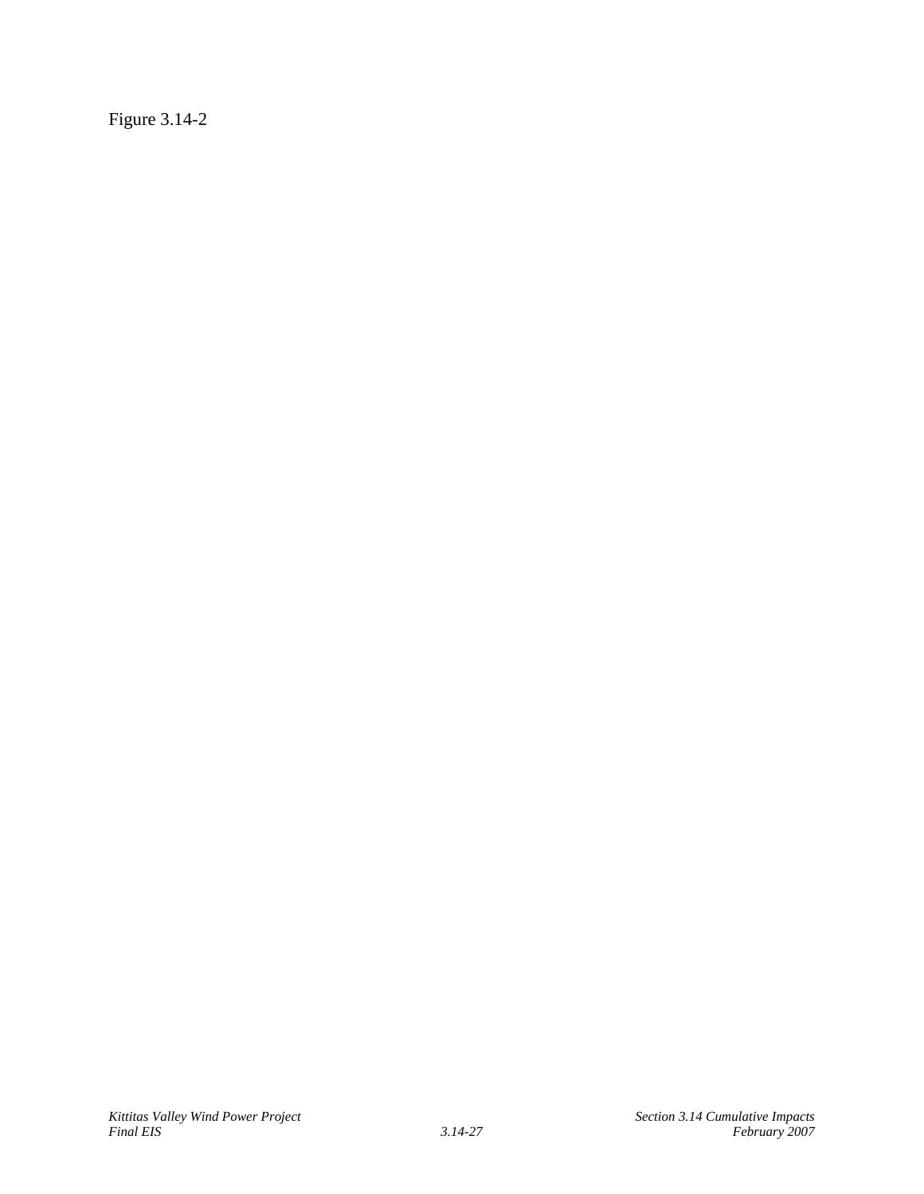Figure 3.14-2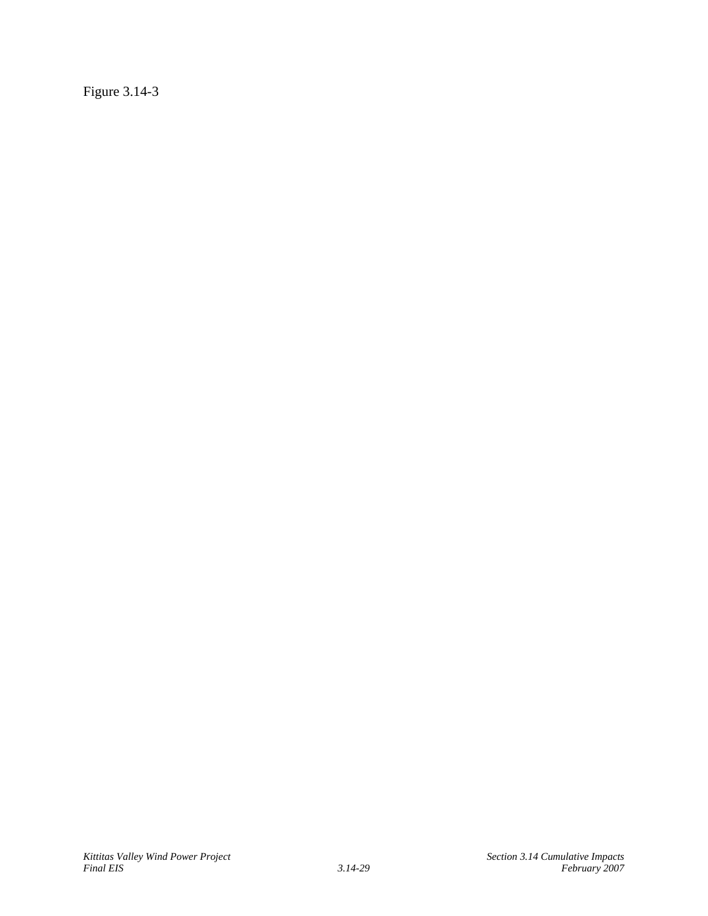Figure 3.14-3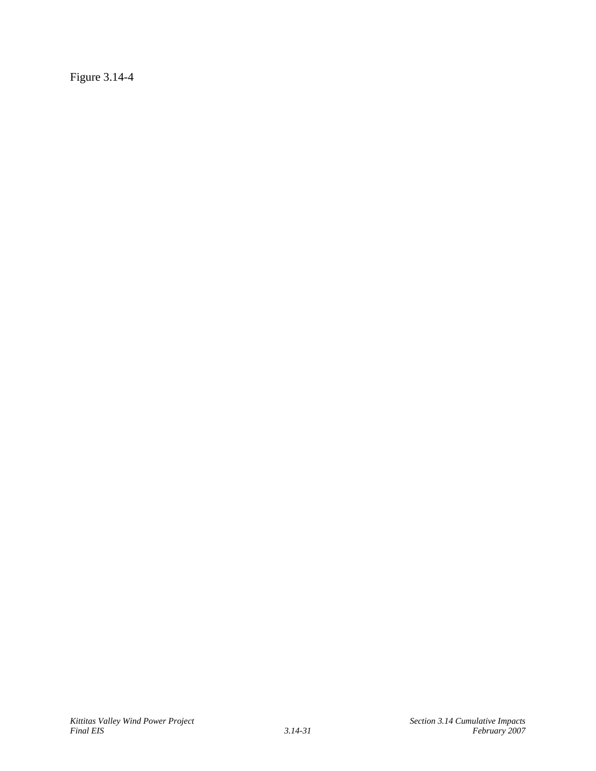Figure 3.14-4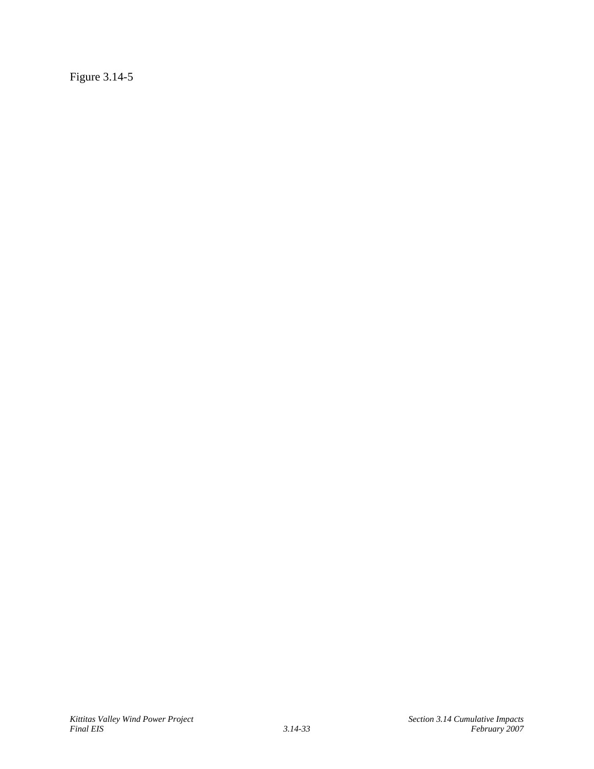Figure 3.14-5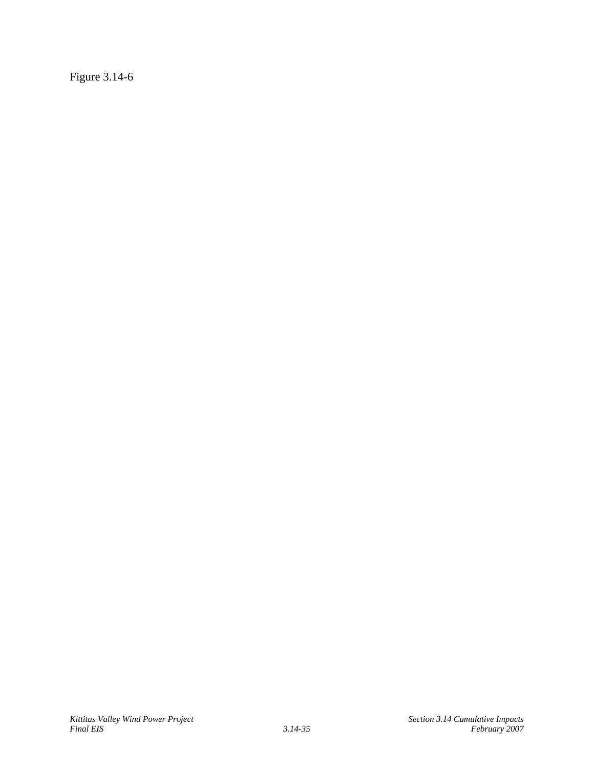Figure 3.14-6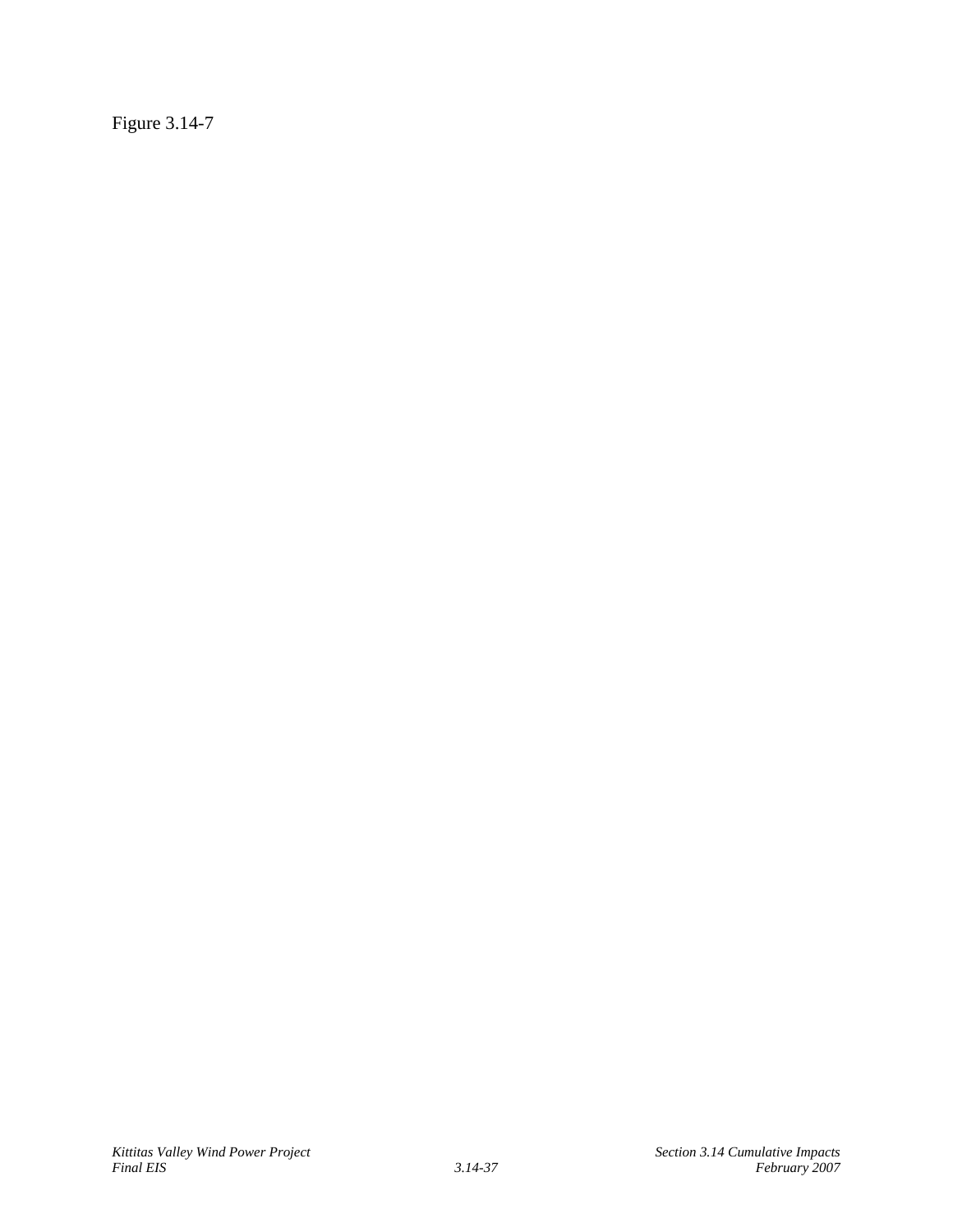Figure 3.14-7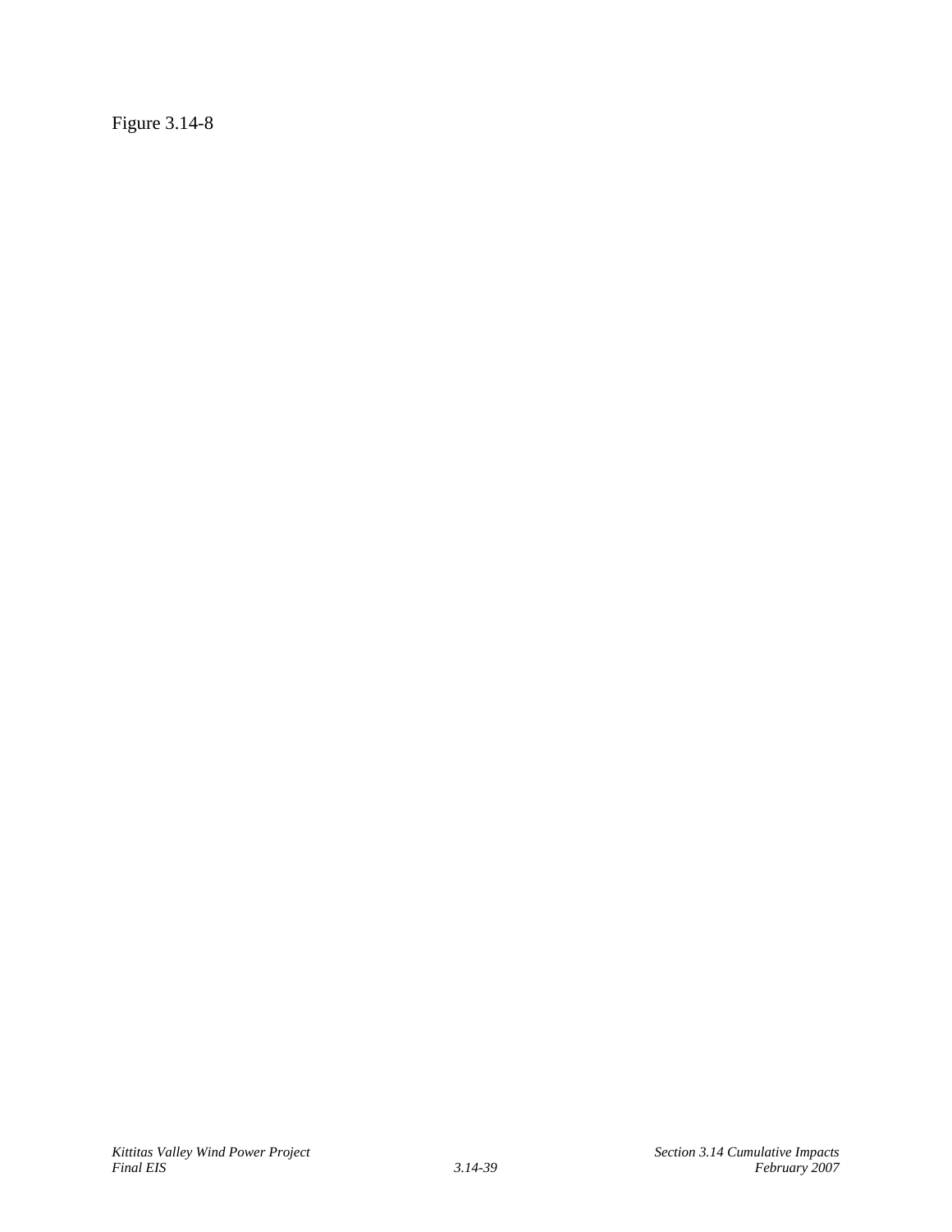Figure 3.14-8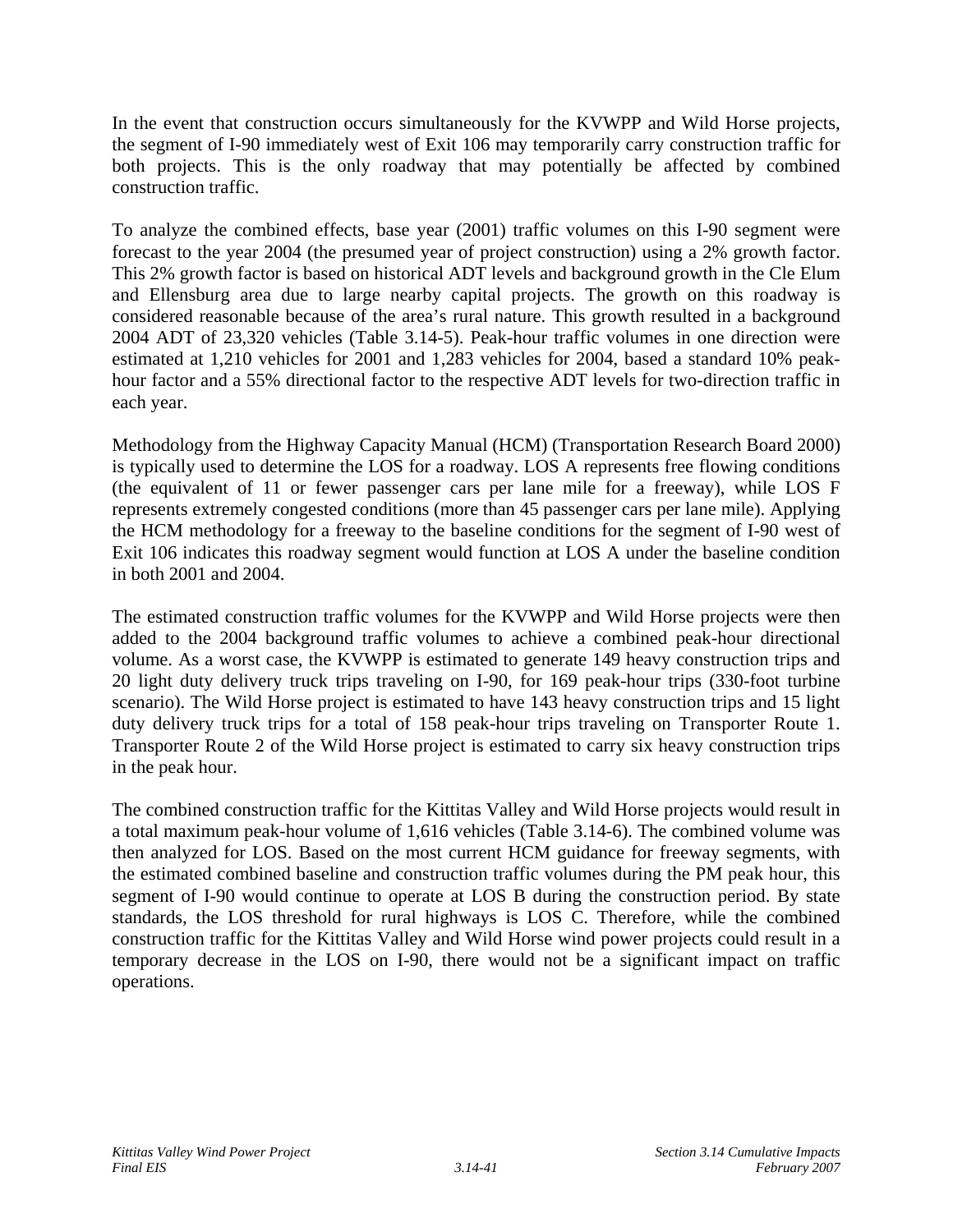In the event that construction occurs simultaneously for the KVWPP and Wild Horse projects, the segment of I-90 immediately west of Exit 106 may temporarily carry construction traffic for both projects. This is the only roadway that may potentially be affected by combined construction traffic.

To analyze the combined effects, base year (2001) traffic volumes on this I-90 segment were forecast to the year 2004 (the presumed year of project construction) using a 2% growth factor. This 2% growth factor is based on historical ADT levels and background growth in the Cle Elum and Ellensburg area due to large nearby capital projects. The growth on this roadway is considered reasonable because of the area's rural nature. This growth resulted in a background 2004 ADT of 23,320 vehicles (Table 3.14-5). Peak-hour traffic volumes in one direction were estimated at 1,210 vehicles for 2001 and 1,283 vehicles for 2004, based a standard 10% peak-hour factor and a 55% directional factor to the respective ADT levels for two-direction traffic in each year.

Methodology from the Highway Capacity Manual (HCM) (Transportation Research Board 2000) is typically used to determine the LOS for a roadway. LOS A represents free flowing conditions (the equivalent of 11 or fewer passenger cars per lane mile for a freeway), while LOS F represents extremely congested conditions (more than 45 passenger cars per lane mile). Applying the HCM methodology for a freeway to the baseline conditions for the segment of I-90 west of Exit 106 indicates this roadway segment would function at LOS A under the baseline condition in both 2001 and 2004.

The estimated construction traffic volumes for the KVWPP and Wild Horse projects were then added to the 2004 background traffic volumes to achieve a combined peak-hour directional volume. As a worst case, the KVWPP is estimated to generate 149 heavy construction trips and 20 light duty delivery truck trips traveling on I-90, for 169 peak-hour trips (330-foot turbine scenario). The Wild Horse project is estimated to have 143 heavy construction trips and 15 light duty delivery truck trips for a total of 158 peak-hour trips traveling on Transporter Route 1. Transporter Route 2 of the Wild Horse project is estimated to carry six heavy construction trips in the peak hour.

The combined construction traffic for the Kittitas Valley and Wild Horse projects would result in a total maximum peak-hour volume of 1,616 vehicles (Table 3.14-6). The combined volume was then analyzed for LOS. Based on the most current HCM guidance for freeway segments, with the estimated combined baseline and construction traffic volumes during the PM peak hour, this segment of I-90 would continue to operate at LOS B during the construction period. By state standards, the LOS threshold for rural highways is LOS C. Therefore, while the combined construction traffic for the Kittitas Valley and Wild Horse wind power projects could result in a temporary decrease in the LOS on I-90, there would not be a significant impact on traffic operations.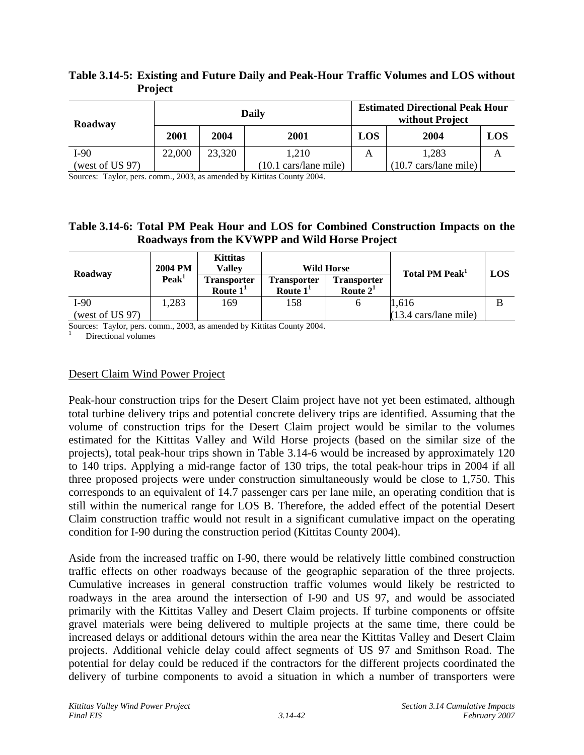**Table 3.14-5: Existing and Future Daily and Peak-Hour Traffic Volumes and LOS without Project**

| Roadway | Daily | | Estimated Directional Peak Hour without Project | | | |
|---|---|---|---|---|---|---|
| | 2001 | 2004 | 2001 | LOS | 2004 | LOS |
| I-90 (west of US 97) | 22,000 | 23,320 | 1,210 (10.1 cars/lane mile) | A | 1,283 (10.7 cars/lane mile) | A |

Sources: Taylor, pers. comm., 2003, as amended by Kittitas County 2004.

**Table 3.14-6: Total PM Peak Hour and LOS for Combined Construction Impacts on the Roadways from the KVWPP and Wild Horse Project**

| Roadway | 2004 PM Peak[1] | Kittitas Valley | Wild Horse | | Total PM Peak[1] | LOS |
|---|---|---|---|---|---|---|
| | | Transporter Route 1[1] | Transporter Route 1[1] | Transporter Route 2[1] | | |
| I-90 (west of US 97) | 1,283 | 169 | 158 | 6 | 1,616 (13.4 cars/lane mile) | B |

Sources: Taylor, pers. comm., 2003, as amended by Kittitas County 2004.
[1] Directional volumes

Desert Claim Wind Power Project

Peak-hour construction trips for the Desert Claim project have not yet been estimated, although total turbine delivery trips and potential concrete delivery trips are identified. Assuming that the volume of construction trips for the Desert Claim project would be similar to the volumes estimated for the Kittitas Valley and Wild Horse projects (based on the similar size of the projects), total peak-hour trips shown in Table 3.14-6 would be increased by approximately 120 to 140 trips. Applying a mid-range factor of 130 trips, the total peak-hour trips in 2004 if all three proposed projects were under construction simultaneously would be close to 1,750. This corresponds to an equivalent of 14.7 passenger cars per lane mile, an operating condition that is still within the numerical range for LOS B. Therefore, the added effect of the potential Desert Claim construction traffic would not result in a significant cumulative impact on the operating condition for I-90 during the construction period (Kittitas County 2004).

Aside from the increased traffic on I-90, there would be relatively little combined construction traffic effects on other roadways because of the geographic separation of the three projects. Cumulative increases in general construction traffic volumes would likely be restricted to roadways in the area around the intersection of I-90 and US 97, and would be associated primarily with the Kittitas Valley and Desert Claim projects. If turbine components or offsite gravel materials were being delivered to multiple projects at the same time, there could be increased delays or additional detours within the area near the Kittitas Valley and Desert Claim projects. Additional vehicle delay could affect segments of US 97 and Smithson Road. The potential for delay could be reduced if the contractors for the different projects coordinated the delivery of turbine components to avoid a situation in which a number of transporters were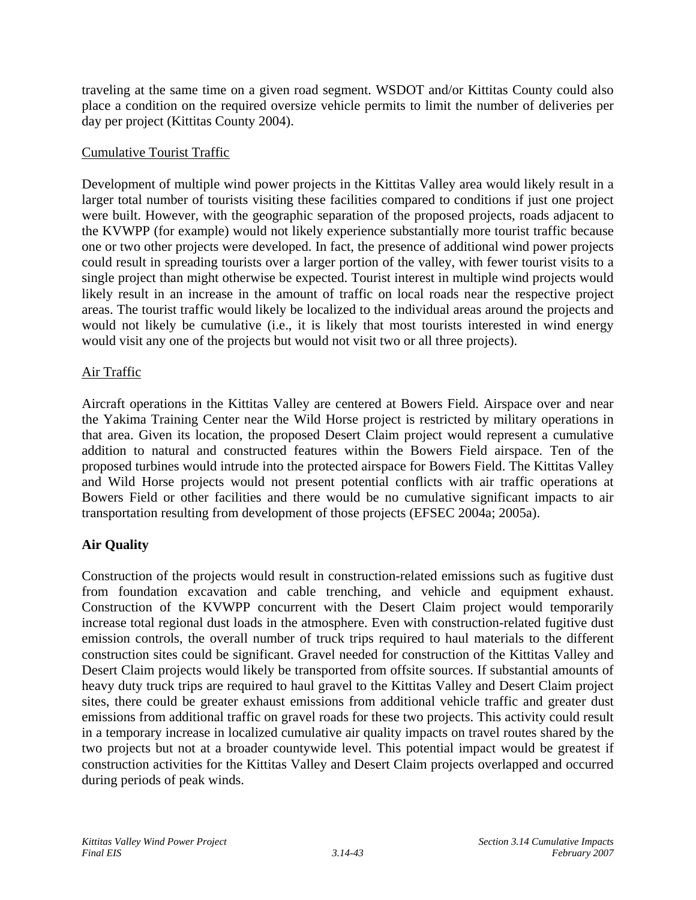traveling at the same time on a given road segment. WSDOT and/or Kittitas County could also place a condition on the required oversize vehicle permits to limit the number of deliveries per day per project (Kittitas County 2004).

<u>Cumulative Tourist Traffic</u>

Development of multiple wind power projects in the Kittitas Valley area would likely result in a larger total number of tourists visiting these facilities compared to conditions if just one project were built. However, with the geographic separation of the proposed projects, roads adjacent to the KVWPP (for example) would not likely experience substantially more tourist traffic because one or two other projects were developed. In fact, the presence of additional wind power projects could result in spreading tourists over a larger portion of the valley, with fewer tourist visits to a single project than might otherwise be expected. Tourist interest in multiple wind projects would likely result in an increase in the amount of traffic on local roads near the respective project areas. The tourist traffic would likely be localized to the individual areas around the projects and would not likely be cumulative (i.e., it is likely that most tourists interested in wind energy would visit any one of the projects but would not visit two or all three projects).

<u>Air Traffic</u>

Aircraft operations in the Kittitas Valley are centered at Bowers Field. Airspace over and near the Yakima Training Center near the Wild Horse project is restricted by military operations in that area. Given its location, the proposed Desert Claim project would represent a cumulative addition to natural and constructed features within the Bowers Field airspace. Ten of the proposed turbines would intrude into the protected airspace for Bowers Field. The Kittitas Valley and Wild Horse projects would not present potential conflicts with air traffic operations at Bowers Field or other facilities and there would be no cumulative significant impacts to air transportation resulting from development of those projects (EFSEC 2004a; 2005a).

**Air Quality**

Construction of the projects would result in construction-related emissions such as fugitive dust from foundation excavation and cable trenching, and vehicle and equipment exhaust. Construction of the KVWPP concurrent with the Desert Claim project would temporarily increase total regional dust loads in the atmosphere. Even with construction-related fugitive dust emission controls, the overall number of truck trips required to haul materials to the different construction sites could be significant. Gravel needed for construction of the Kittitas Valley and Desert Claim projects would likely be transported from offsite sources. If substantial amounts of heavy duty truck trips are required to haul gravel to the Kittitas Valley and Desert Claim project sites, there could be greater exhaust emissions from additional vehicle traffic and greater dust emissions from additional traffic on gravel roads for these two projects. This activity could result in a temporary increase in localized cumulative air quality impacts on travel routes shared by the two projects but not at a broader countywide level. This potential impact would be greatest if construction activities for the Kittitas Valley and Desert Claim projects overlapped and occurred during periods of peak winds.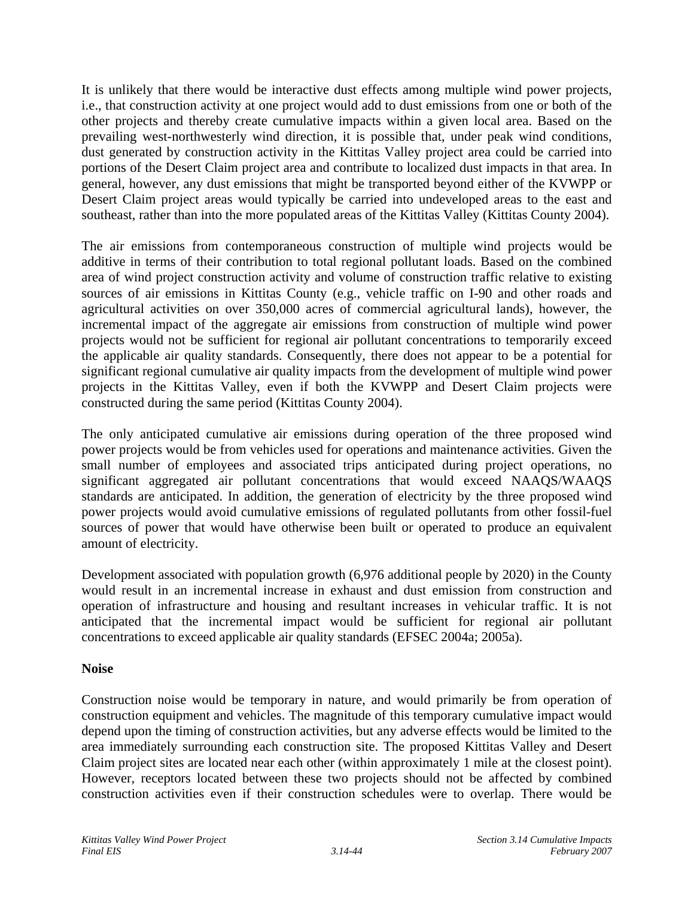It is unlikely that there would be interactive dust effects among multiple wind power projects, i.e., that construction activity at one project would add to dust emissions from one or both of the other projects and thereby create cumulative impacts within a given local area. Based on the prevailing west-northwesterly wind direction, it is possible that, under peak wind conditions, dust generated by construction activity in the Kittitas Valley project area could be carried into portions of the Desert Claim project area and contribute to localized dust impacts in that area. In general, however, any dust emissions that might be transported beyond either of the KVWPP or Desert Claim project areas would typically be carried into undeveloped areas to the east and southeast, rather than into the more populated areas of the Kittitas Valley (Kittitas County 2004).

The air emissions from contemporaneous construction of multiple wind projects would be additive in terms of their contribution to total regional pollutant loads. Based on the combined area of wind project construction activity and volume of construction traffic relative to existing sources of air emissions in Kittitas County (e.g., vehicle traffic on I-90 and other roads and agricultural activities on over 350,000 acres of commercial agricultural lands), however, the incremental impact of the aggregate air emissions from construction of multiple wind power projects would not be sufficient for regional air pollutant concentrations to temporarily exceed the applicable air quality standards. Consequently, there does not appear to be a potential for significant regional cumulative air quality impacts from the development of multiple wind power projects in the Kittitas Valley, even if both the KVWPP and Desert Claim projects were constructed during the same period (Kittitas County 2004).

The only anticipated cumulative air emissions during operation of the three proposed wind power projects would be from vehicles used for operations and maintenance activities. Given the small number of employees and associated trips anticipated during project operations, no significant aggregated air pollutant concentrations that would exceed NAAQS/WAAQS standards are anticipated. In addition, the generation of electricity by the three proposed wind power projects would avoid cumulative emissions of regulated pollutants from other fossil-fuel sources of power that would have otherwise been built or operated to produce an equivalent amount of electricity.

Development associated with population growth (6,976 additional people by 2020) in the County would result in an incremental increase in exhaust and dust emission from construction and operation of infrastructure and housing and resultant increases in vehicular traffic. It is not anticipated that the incremental impact would be sufficient for regional air pollutant concentrations to exceed applicable air quality standards (EFSEC 2004a; 2005a).

**Noise**

Construction noise would be temporary in nature, and would primarily be from operation of construction equipment and vehicles. The magnitude of this temporary cumulative impact would depend upon the timing of construction activities, but any adverse effects would be limited to the area immediately surrounding each construction site. The proposed Kittitas Valley and Desert Claim project sites are located near each other (within approximately 1 mile at the closest point). However, receptors located between these two projects should not be affected by combined construction activities even if their construction schedules were to overlap. There would be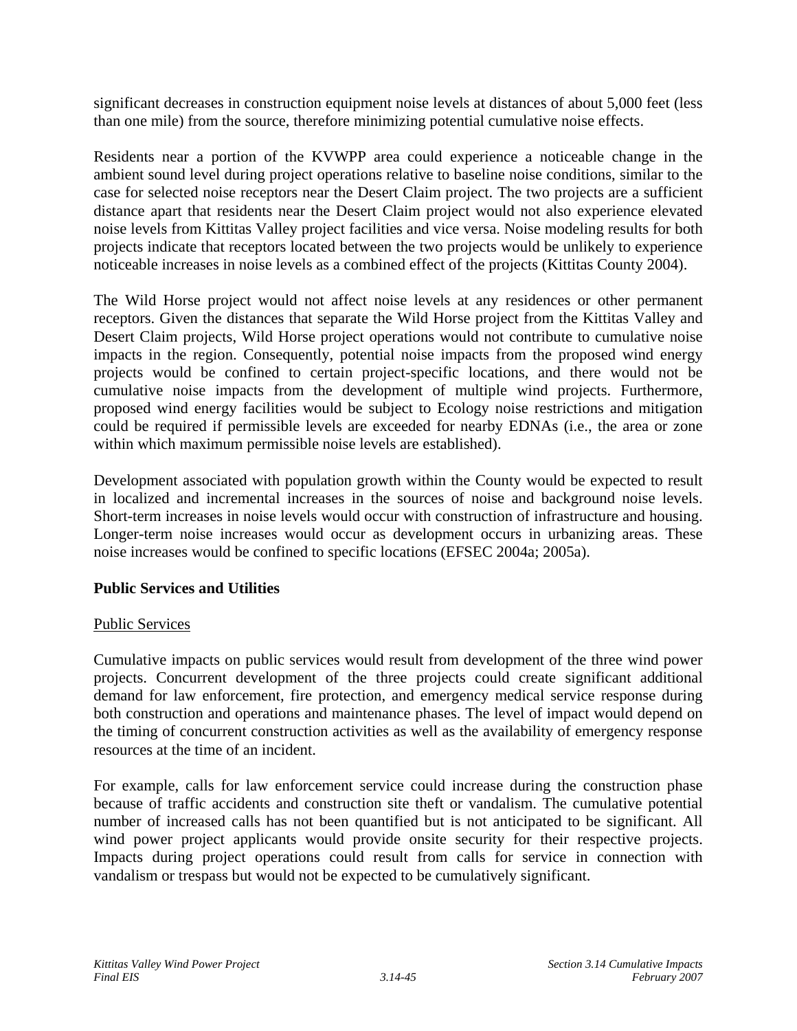significant decreases in construction equipment noise levels at distances of about 5,000 feet (less than one mile) from the source, therefore minimizing potential cumulative noise effects.

Residents near a portion of the KVWPP area could experience a noticeable change in the ambient sound level during project operations relative to baseline noise conditions, similar to the case for selected noise receptors near the Desert Claim project. The two projects are a sufficient distance apart that residents near the Desert Claim project would not also experience elevated noise levels from Kittitas Valley project facilities and vice versa. Noise modeling results for both projects indicate that receptors located between the two projects would be unlikely to experience noticeable increases in noise levels as a combined effect of the projects (Kittitas County 2004).

The Wild Horse project would not affect noise levels at any residences or other permanent receptors. Given the distances that separate the Wild Horse project from the Kittitas Valley and Desert Claim projects, Wild Horse project operations would not contribute to cumulative noise impacts in the region. Consequently, potential noise impacts from the proposed wind energy projects would be confined to certain project-specific locations, and there would not be cumulative noise impacts from the development of multiple wind projects. Furthermore, proposed wind energy facilities would be subject to Ecology noise restrictions and mitigation could be required if permissible levels are exceeded for nearby EDNAs (i.e., the area or zone within which maximum permissible noise levels are established).

Development associated with population growth within the County would be expected to result in localized and incremental increases in the sources of noise and background noise levels. Short-term increases in noise levels would occur with construction of infrastructure and housing. Longer-term noise increases would occur as development occurs in urbanizing areas. These noise increases would be confined to specific locations (EFSEC 2004a; 2005a).

**Public Services and Utilities**

<u>Public Services</u>

Cumulative impacts on public services would result from development of the three wind power projects. Concurrent development of the three projects could create significant additional demand for law enforcement, fire protection, and emergency medical service response during both construction and operations and maintenance phases. The level of impact would depend on the timing of concurrent construction activities as well as the availability of emergency response resources at the time of an incident.

For example, calls for law enforcement service could increase during the construction phase because of traffic accidents and construction site theft or vandalism. The cumulative potential number of increased calls has not been quantified but is not anticipated to be significant. All wind power project applicants would provide onsite security for their respective projects. Impacts during project operations could result from calls for service in connection with vandalism or trespass but would not be expected to be cumulatively significant.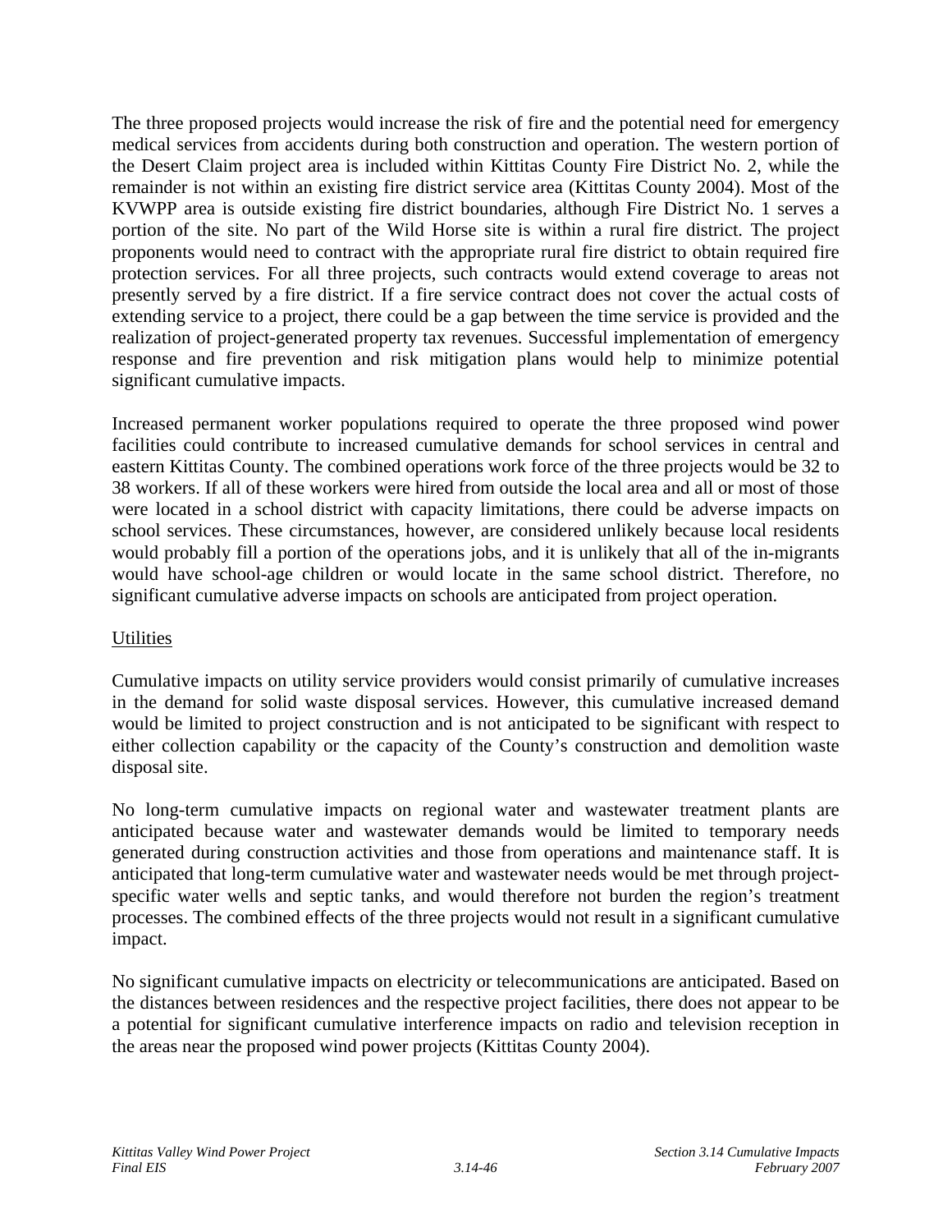The three proposed projects would increase the risk of fire and the potential need for emergency medical services from accidents during both construction and operation. The western portion of the Desert Claim project area is included within Kittitas County Fire District No. 2, while the remainder is not within an existing fire district service area (Kittitas County 2004). Most of the KVWPP area is outside existing fire district boundaries, although Fire District No. 1 serves a portion of the site. No part of the Wild Horse site is within a rural fire district. The project proponents would need to contract with the appropriate rural fire district to obtain required fire protection services. For all three projects, such contracts would extend coverage to areas not presently served by a fire district. If a fire service contract does not cover the actual costs of extending service to a project, there could be a gap between the time service is provided and the realization of project-generated property tax revenues. Successful implementation of emergency response and fire prevention and risk mitigation plans would help to minimize potential significant cumulative impacts.

Increased permanent worker populations required to operate the three proposed wind power facilities could contribute to increased cumulative demands for school services in central and eastern Kittitas County. The combined operations work force of the three projects would be 32 to 38 workers. If all of these workers were hired from outside the local area and all or most of those were located in a school district with capacity limitations, there could be adverse impacts on school services. These circumstances, however, are considered unlikely because local residents would probably fill a portion of the operations jobs, and it is unlikely that all of the in-migrants would have school-age children or would locate in the same school district. Therefore, no significant cumulative adverse impacts on schools are anticipated from project operation.

Utilities

Cumulative impacts on utility service providers would consist primarily of cumulative increases in the demand for solid waste disposal services. However, this cumulative increased demand would be limited to project construction and is not anticipated to be significant with respect to either collection capability or the capacity of the County's construction and demolition waste disposal site.

No long-term cumulative impacts on regional water and wastewater treatment plants are anticipated because water and wastewater demands would be limited to temporary needs generated during construction activities and those from operations and maintenance staff. It is anticipated that long-term cumulative water and wastewater needs would be met through project-specific water wells and septic tanks, and would therefore not burden the region's treatment processes. The combined effects of the three projects would not result in a significant cumulative impact.

No significant cumulative impacts on electricity or telecommunications are anticipated. Based on the distances between residences and the respective project facilities, there does not appear to be a potential for significant cumulative interference impacts on radio and television reception in the areas near the proposed wind power projects (Kittitas County 2004).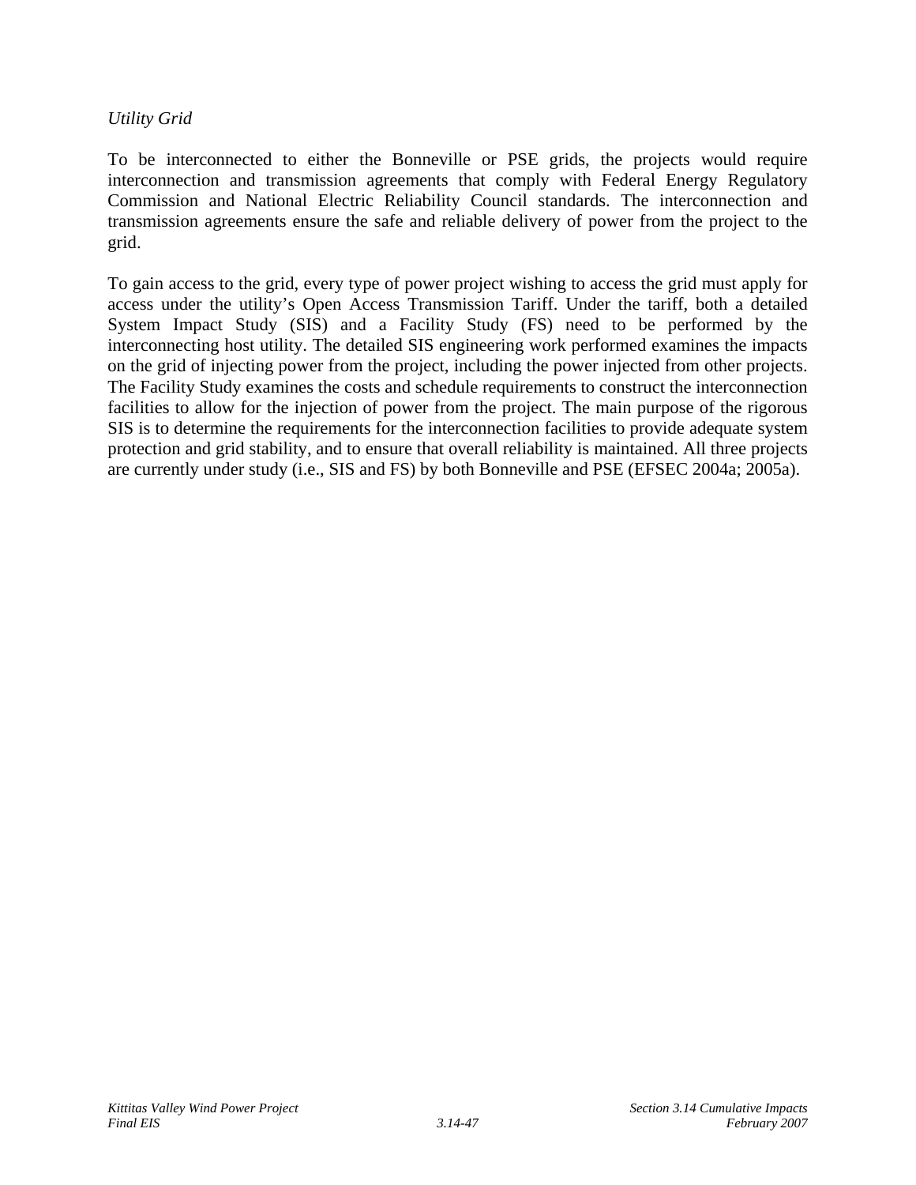*Utility Grid*

To be interconnected to either the Bonneville or PSE grids, the projects would require interconnection and transmission agreements that comply with Federal Energy Regulatory Commission and National Electric Reliability Council standards. The interconnection and transmission agreements ensure the safe and reliable delivery of power from the project to the grid.

To gain access to the grid, every type of power project wishing to access the grid must apply for access under the utility's Open Access Transmission Tariff. Under the tariff, both a detailed System Impact Study (SIS) and a Facility Study (FS) need to be performed by the interconnecting host utility. The detailed SIS engineering work performed examines the impacts on the grid of injecting power from the project, including the power injected from other projects. The Facility Study examines the costs and schedule requirements to construct the interconnection facilities to allow for the injection of power from the project. The main purpose of the rigorous SIS is to determine the requirements for the interconnection facilities to provide adequate system protection and grid stability, and to ensure that overall reliability is maintained. All three projects are currently under study (i.e., SIS and FS) by both Bonneville and PSE (EFSEC 2004a; 2005a).